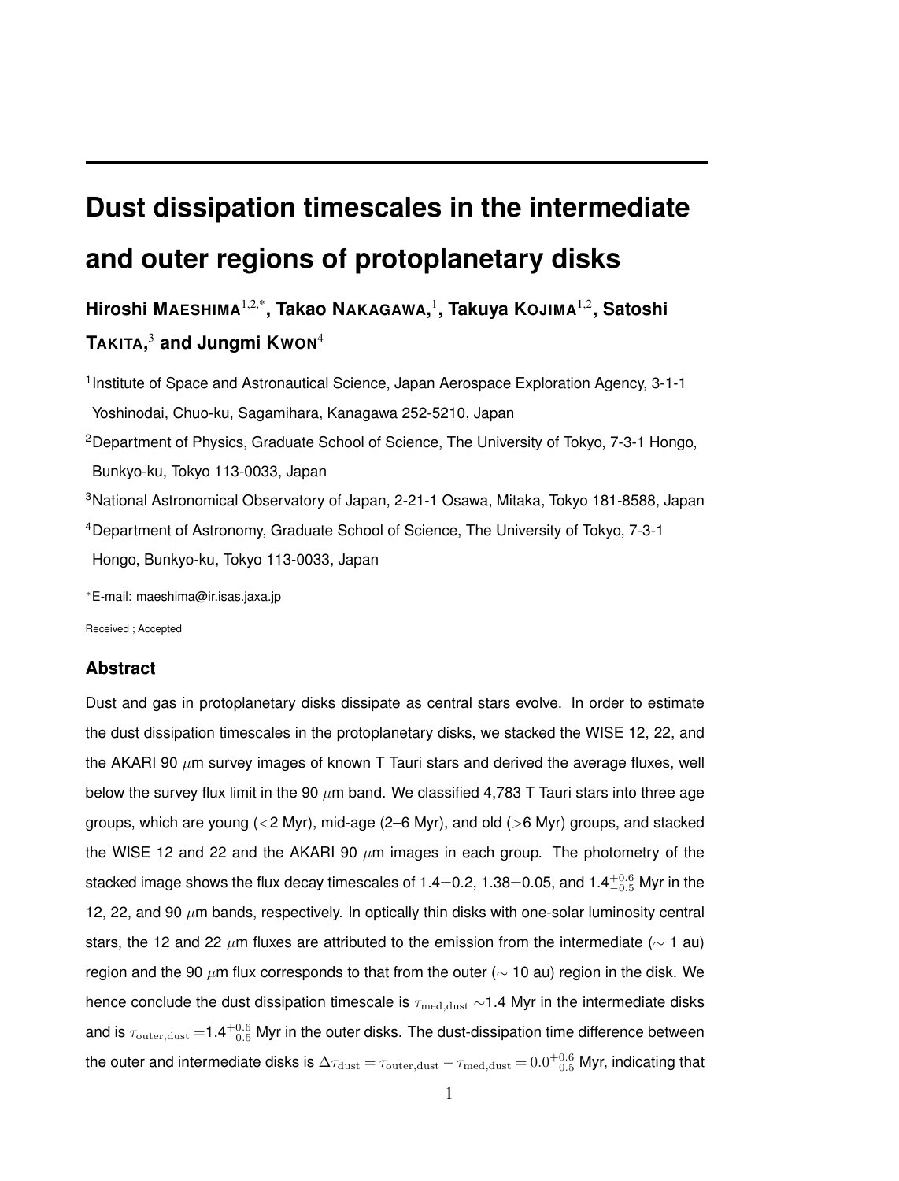# Dust dissipation timescales in the intermediate and outer regions of protoplanetary disks

**Hiroshi MAESHIMA[1,2,*], Takao NAKAGAWA,[1], Takuya KOJIMA[1,2], Satoshi TAKITA,[3] and Jungmi KWON[4]**

[1]Institute of Space and Astronautical Science, Japan Aerospace Exploration Agency, 3-1-1 Yoshinodai, Chuo-ku, Sagamihara, Kanagawa 252-5210, Japan

[2]Department of Physics, Graduate School of Science, The University of Tokyo, 7-3-1 Hongo, Bunkyo-ku, Tokyo 113-0033, Japan

[3]National Astronomical Observatory of Japan, 2-21-1 Osawa, Mitaka, Tokyo 181-8588, Japan

[4]Department of Astronomy, Graduate School of Science, The University of Tokyo, 7-3-1 Hongo, Bunkyo-ku, Tokyo 113-0033, Japan

[*]E-mail: maeshima@ir.isas.jaxa.jp

Received ; Accepted

## Abstract

Dust and gas in protoplanetary disks dissipate as central stars evolve. In order to estimate the dust dissipation timescales in the protoplanetary disks, we stacked the WISE 12, 22, and the AKARI 90 $\mu$m survey images of known T Tauri stars and derived the average fluxes, well below the survey flux limit in the 90 $\mu$m band. We classified 4,783 T Tauri stars into three age groups, which are young (<2 Myr), mid-age (2–6 Myr), and old (>6 Myr) groups, and stacked the WISE 12 and 22 and the AKARI 90 $\mu$m images in each group. The photometry of the stacked image shows the flux decay timescales of 1.4$\pm$0.2, 1.38$\pm$0.05, and $1.4^{+0.6}_{-0.5}$ Myr in the 12, 22, and 90 $\mu$m bands, respectively. In optically thin disks with one-solar luminosity central stars, the 12 and 22 $\mu$m fluxes are attributed to the emission from the intermediate ($\sim$ 1 au) region and the 90 $\mu$m flux corresponds to that from the outer ($\sim$ 10 au) region in the disk. We hence conclude the dust dissipation timescale is $\tau_{\rm med,dust}$ $\sim$1.4 Myr in the intermediate disks and is $\tau_{\rm outer,dust} = 1.4^{+0.6}_{-0.5}$ Myr in the outer disks. The dust-dissipation time difference between the outer and intermediate disks is $\Delta\tau_{\rm dust} = \tau_{\rm outer,dust} - \tau_{\rm med,dust} = 0.0^{+0.6}_{-0.5}$ Myr, indicating that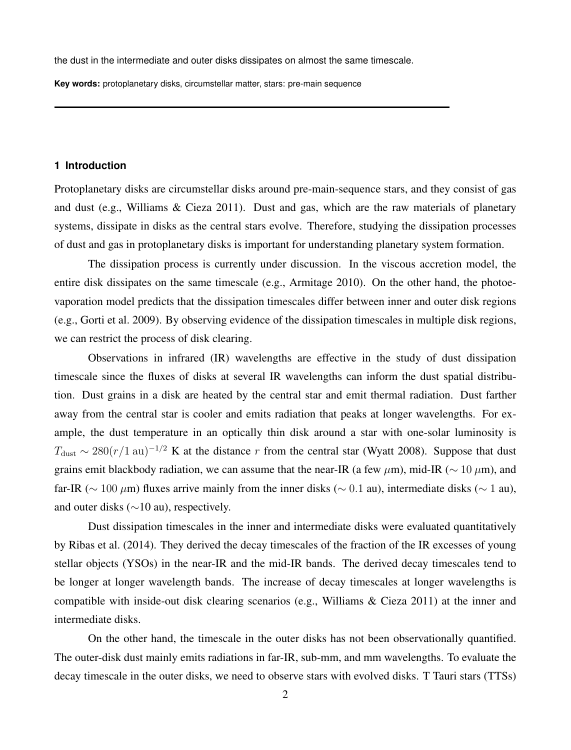the dust in the intermediate and outer disks dissipates on almost the same timescale.

**Key words:** protoplanetary disks, circumstellar matter, stars: pre-main sequence

---

## 1 Introduction

Protoplanetary disks are circumstellar disks around pre-main-sequence stars, and they consist of gas and dust (e.g., Williams & Cieza 2011). Dust and gas, which are the raw materials of planetary systems, dissipate in disks as the central stars evolve. Therefore, studying the dissipation processes of dust and gas in protoplanetary disks is important for understanding planetary system formation.

The dissipation process is currently under discussion. In the viscous accretion model, the entire disk dissipates on the same timescale (e.g., Armitage 2010). On the other hand, the photoevaporation model predicts that the dissipation timescales differ between inner and outer disk regions (e.g., Gorti et al. 2009). By observing evidence of the dissipation timescales in multiple disk regions, we can restrict the process of disk clearing.

Observations in infrared (IR) wavelengths are effective in the study of dust dissipation timescale since the fluxes of disks at several IR wavelengths can inform the dust spatial distribution. Dust grains in a disk are heated by the central star and emit thermal radiation. Dust farther away from the central star is cooler and emits radiation that peaks at longer wavelengths. For example, the dust temperature in an optically thin disk around a star with one-solar luminosity is $T_{\rm dust} \sim 280(r/1\ {\rm au})^{-1/2}$ K at the distance $r$ from the central star (Wyatt 2008). Suppose that dust grains emit blackbody radiation, we can assume that the near-IR (a few $\mu$m), mid-IR ($\sim 10\ \mu$m), and far-IR ($\sim 100\ \mu$m) fluxes arrive mainly from the inner disks ($\sim 0.1$ au), intermediate disks ($\sim 1$ au), and outer disks ($\sim$10 au), respectively.

Dust dissipation timescales in the inner and intermediate disks were evaluated quantitatively by Ribas et al. (2014). They derived the decay timescales of the fraction of the IR excesses of young stellar objects (YSOs) in the near-IR and the mid-IR bands. The derived decay timescales tend to be longer at longer wavelength bands. The increase of decay timescales at longer wavelengths is compatible with inside-out disk clearing scenarios (e.g., Williams & Cieza 2011) at the inner and intermediate disks.

On the other hand, the timescale in the outer disks has not been observationally quantified. The outer-disk dust mainly emits radiations in far-IR, sub-mm, and mm wavelengths. To evaluate the decay timescale in the outer disks, we need to observe stars with evolved disks. T Tauri stars (TTSs)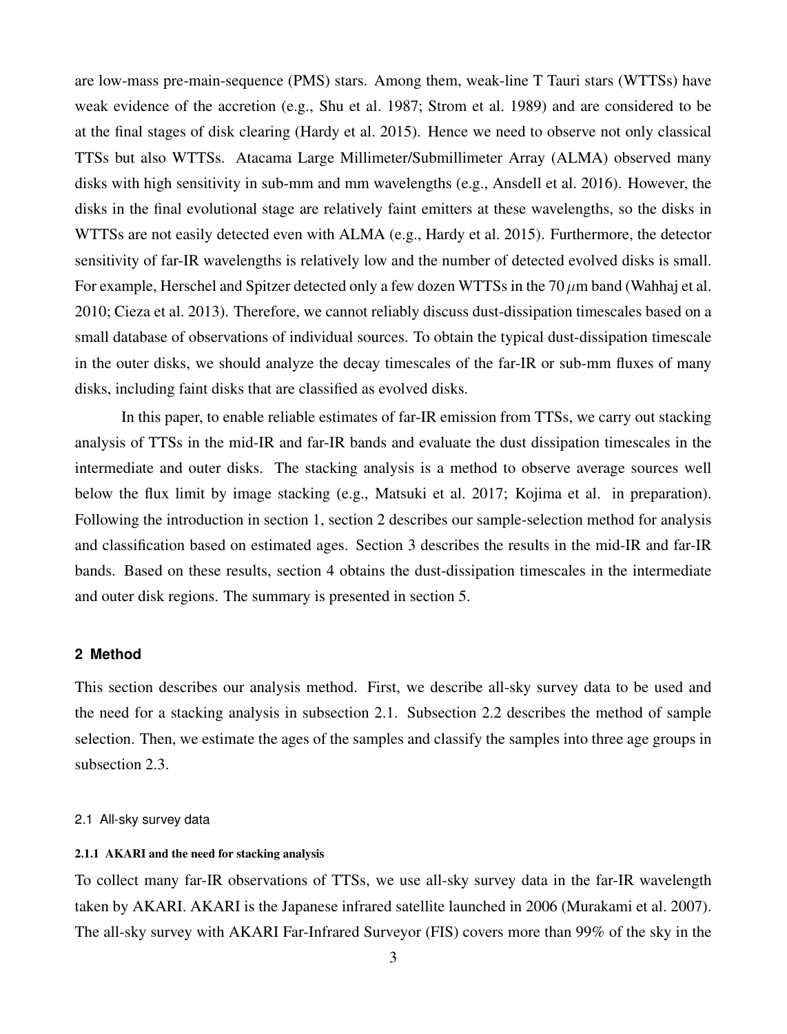are low-mass pre-main-sequence (PMS) stars. Among them, weak-line T Tauri stars (WTTSs) have weak evidence of the accretion (e.g., Shu et al. 1987; Strom et al. 1989) and are considered to be at the final stages of disk clearing (Hardy et al. 2015). Hence we need to observe not only classical TTSs but also WTTSs. Atacama Large Millimeter/Submillimeter Array (ALMA) observed many disks with high sensitivity in sub-mm and mm wavelengths (e.g., Ansdell et al. 2016). However, the disks in the final evolutional stage are relatively faint emitters at these wavelengths, so the disks in WTTSs are not easily detected even with ALMA (e.g., Hardy et al. 2015). Furthermore, the detector sensitivity of far-IR wavelengths is relatively low and the number of detected evolved disks is small. For example, Herschel and Spitzer detected only a few dozen WTTSs in the 70 $\mu$m band (Wahhaj et al. 2010; Cieza et al. 2013). Therefore, we cannot reliably discuss dust-dissipation timescales based on a small database of observations of individual sources. To obtain the typical dust-dissipation timescale in the outer disks, we should analyze the decay timescales of the far-IR or sub-mm fluxes of many disks, including faint disks that are classified as evolved disks.

In this paper, to enable reliable estimates of far-IR emission from TTSs, we carry out stacking analysis of TTSs in the mid-IR and far-IR bands and evaluate the dust dissipation timescales in the intermediate and outer disks. The stacking analysis is a method to observe average sources well below the flux limit by image stacking (e.g., Matsuki et al. 2017; Kojima et al. in preparation). Following the introduction in section 1, section 2 describes our sample-selection method for analysis and classification based on estimated ages. Section 3 describes the results in the mid-IR and far-IR bands. Based on these results, section 4 obtains the dust-dissipation timescales in the intermediate and outer disk regions. The summary is presented in section 5.

## 2 Method

This section describes our analysis method. First, we describe all-sky survey data to be used and the need for a stacking analysis in subsection 2.1. Subsection 2.2 describes the method of sample selection. Then, we estimate the ages of the samples and classify the samples into three age groups in subsection 2.3.

### 2.1 All-sky survey data

#### 2.1.1 AKARI and the need for stacking analysis

To collect many far-IR observations of TTSs, we use all-sky survey data in the far-IR wavelength taken by AKARI. AKARI is the Japanese infrared satellite launched in 2006 (Murakami et al. 2007). The all-sky survey with AKARI Far-Infrared Surveyor (FIS) covers more than 99% of the sky in the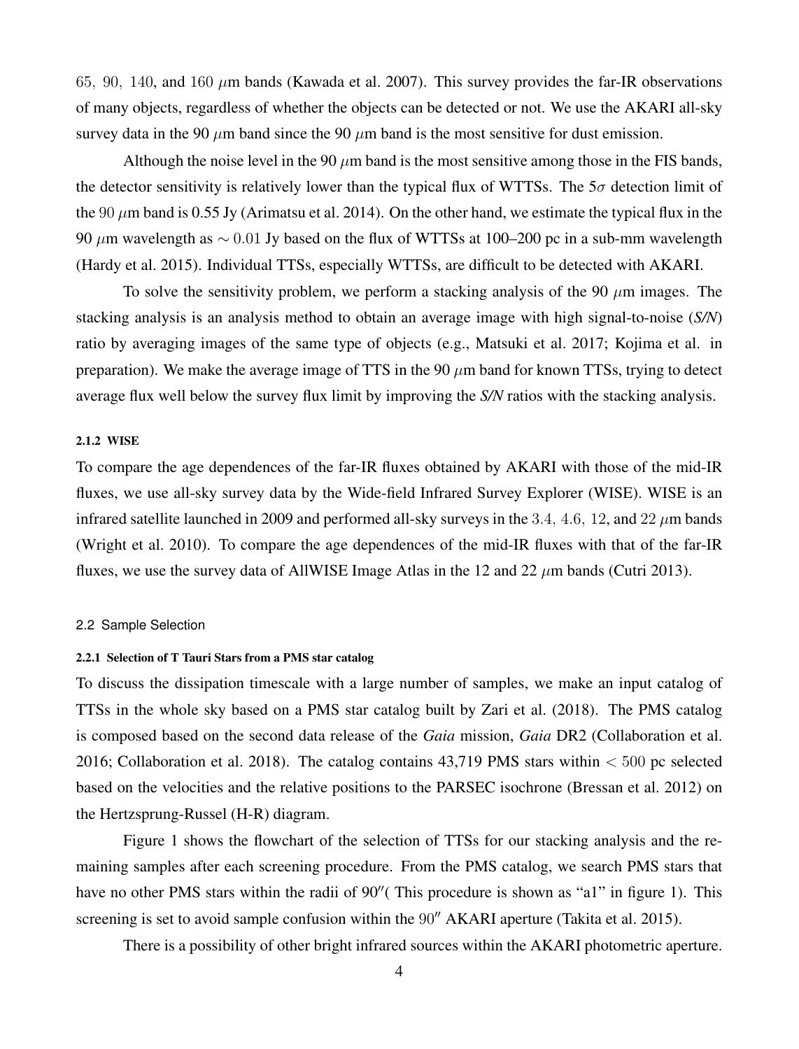65, 90, 140, and 160 $\mu$m bands (Kawada et al. 2007). This survey provides the far-IR observations of many objects, regardless of whether the objects can be detected or not. We use the AKARI all-sky survey data in the 90 $\mu$m band since the 90 $\mu$m band is the most sensitive for dust emission.

Although the noise level in the 90 $\mu$m band is the most sensitive among those in the FIS bands, the detector sensitivity is relatively lower than the typical flux of WTTSs. The $5\sigma$ detection limit of the 90 $\mu$m band is 0.55 Jy (Arimatsu et al. 2014). On the other hand, we estimate the typical flux in the 90 $\mu$m wavelength as $\sim 0.01$ Jy based on the flux of WTTSs at 100–200 pc in a sub-mm wavelength (Hardy et al. 2015). Individual TTSs, especially WTTSs, are difficult to be detected with AKARI.

To solve the sensitivity problem, we perform a stacking analysis of the 90 $\mu$m images. The stacking analysis is an analysis method to obtain an average image with high signal-to-noise (*S/N*) ratio by averaging images of the same type of objects (e.g., Matsuki et al. 2017; Kojima et al. in preparation). We make the average image of TTS in the 90 $\mu$m band for known TTSs, trying to detect average flux well below the survey flux limit by improving the *S/N* ratios with the stacking analysis.

#### 2.1.2 WISE

To compare the age dependences of the far-IR fluxes obtained by AKARI with those of the mid-IR fluxes, we use all-sky survey data by the Wide-field Infrared Survey Explorer (WISE). WISE is an infrared satellite launched in 2009 and performed all-sky surveys in the 3.4, 4.6, 12, and 22 $\mu$m bands (Wright et al. 2010). To compare the age dependences of the mid-IR fluxes with that of the far-IR fluxes, we use the survey data of AllWISE Image Atlas in the 12 and 22 $\mu$m bands (Cutri 2013).

### 2.2 Sample Selection

#### 2.2.1 Selection of T Tauri Stars from a PMS star catalog

To discuss the dissipation timescale with a large number of samples, we make an input catalog of TTSs in the whole sky based on a PMS star catalog built by Zari et al. (2018). The PMS catalog is composed based on the second data release of the *Gaia* mission, *Gaia* DR2 (Collaboration et al. 2016; Collaboration et al. 2018). The catalog contains 43,719 PMS stars within $< 500$ pc selected based on the velocities and the relative positions to the PARSEC isochrone (Bressan et al. 2012) on the Hertzsprung-Russel (H-R) diagram.

Figure 1 shows the flowchart of the selection of TTSs for our stacking analysis and the remaining samples after each screening procedure. From the PMS catalog, we search PMS stars that have no other PMS stars within the radii of $90''$( This procedure is shown as "a1" in figure 1). This screening is set to avoid sample confusion within the $90''$ AKARI aperture (Takita et al. 2015).

There is a possibility of other bright infrared sources within the AKARI photometric aperture.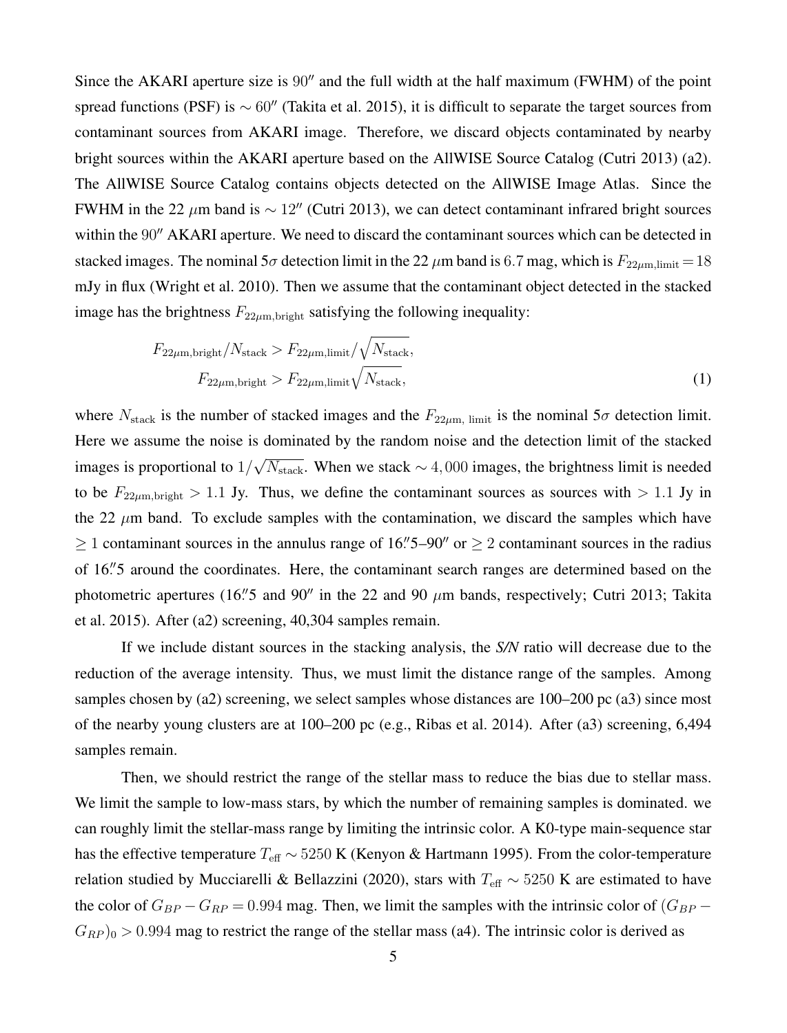Since the AKARI aperture size is $90''$ and the full width at the half maximum (FWHM) of the point spread functions (PSF) is $\sim 60''$ (Takita et al. 2015), it is difficult to separate the target sources from contaminant sources from AKARI image. Therefore, we discard objects contaminated by nearby bright sources within the AKARI aperture based on the AllWISE Source Catalog (Cutri 2013) (a2). The AllWISE Source Catalog contains objects detected on the AllWISE Image Atlas. Since the FWHM in the 22 $\mu$m band is $\sim 12''$ (Cutri 2013), we can detect contaminant infrared bright sources within the $90''$ AKARI aperture. We need to discard the contaminant sources which can be detected in stacked images. The nominal $5\sigma$ detection limit in the 22 $\mu$m band is 6.7 mag, which is $F_{22\mu\text{m,limit}} = 18$ mJy in flux (Wright et al. 2010). Then we assume that the contaminant object detected in the stacked image has the brightness $F_{22\mu\text{m,bright}}$ satisfying the following inequality:

$$
\begin{aligned}
F_{22\mu\text{m,bright}}/N_{\text{stack}} &> F_{22\mu\text{m,limit}}/\sqrt{N_{\text{stack}}}, \\
F_{22\mu\text{m,bright}} &> F_{22\mu\text{m,limit}}\sqrt{N_{\text{stack}}},
\end{aligned}
\tag{1}
$$

where $N_{\text{stack}}$ is the number of stacked images and the $F_{22\mu\text{m, limit}}$ is the nominal $5\sigma$ detection limit. Here we assume the noise is dominated by the random noise and the detection limit of the stacked images is proportional to $1/\sqrt{N_{\text{stack}}}$. When we stack $\sim 4,000$ images, the brightness limit is needed to be $F_{22\mu\text{m,bright}} > 1.1$ Jy. Thus, we define the contaminant sources as sources with $> 1.1$ Jy in the 22 $\mu$m band. To exclude samples with the contamination, we discard the samples which have $\geq 1$ contaminant sources in the annulus range of $16''\!.5$–$90''$ or $\geq 2$ contaminant sources in the radius of $16''\!.5$ around the coordinates. Here, the contaminant search ranges are determined based on the photometric apertures ($16''\!.5$ and $90''$ in the 22 and 90 $\mu$m bands, respectively; Cutri 2013; Takita et al. 2015). After (a2) screening, 40,304 samples remain.

If we include distant sources in the stacking analysis, the *S/N* ratio will decrease due to the reduction of the average intensity. Thus, we must limit the distance range of the samples. Among samples chosen by (a2) screening, we select samples whose distances are 100–200 pc (a3) since most of the nearby young clusters are at 100–200 pc (e.g., Ribas et al. 2014). After (a3) screening, 6,494 samples remain.

Then, we should restrict the range of the stellar mass to reduce the bias due to stellar mass. We limit the sample to low-mass stars, by which the number of remaining samples is dominated. we can roughly limit the stellar-mass range by limiting the intrinsic color. A K0-type main-sequence star has the effective temperature $T_{\text{eff}} \sim 5250$ K (Kenyon & Hartmann 1995). From the color-temperature relation studied by Mucciarelli & Bellazzini (2020), stars with $T_{\text{eff}} \sim 5250$ K are estimated to have the color of $G_{BP} - G_{RP} = 0.994$ mag. Then, we limit the samples with the intrinsic color of $(G_{BP} - G_{RP})_0 > 0.994$ mag to restrict the range of the stellar mass (a4). The intrinsic color is derived as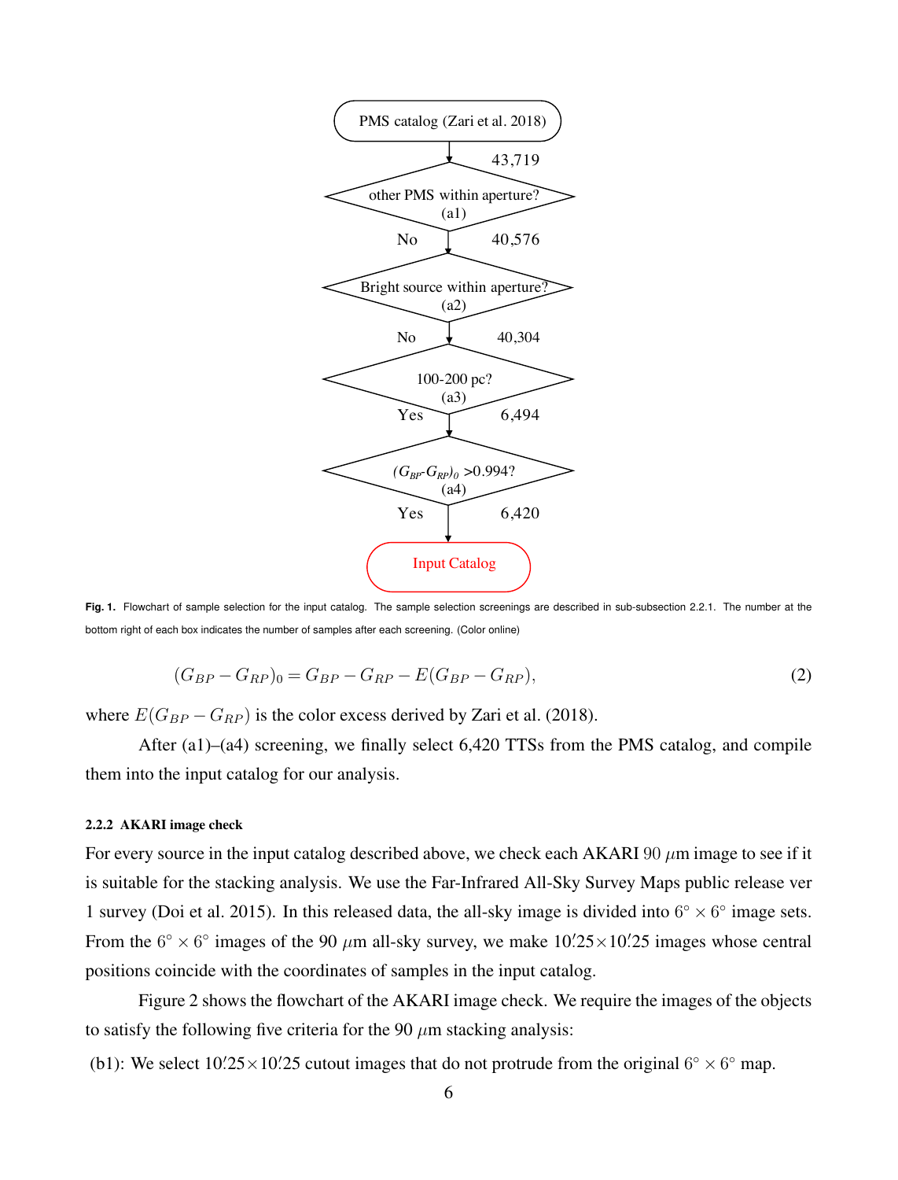PMS catalog (Zari et al. 2018)

43,719

other PMS within aperture? (a1)

No 40,576

Bright source within aperture? (a2)

No 40,304

100-200 pc? (a3)

Yes 6,494

$(G_{BP}$-$G_{RP})_0$ >0.994? (a4)

Yes 6,420

Input Catalog

**Fig. 1.** Flowchart of sample selection for the input catalog. The sample selection screenings are described in sub-subsection 2.2.1. The number at the bottom right of each box indicates the number of samples after each screening. (Color online)

$$(G_{BP} - G_{RP})_0 = G_{BP} - G_{RP} - E(G_{BP} - G_{RP}), \tag{2}$$

where $E(G_{BP} - G_{RP})$ is the color excess derived by Zari et al. (2018).

After (a1)–(a4) screening, we finally select 6,420 TTSs from the PMS catalog, and compile them into the input catalog for our analysis.

#### 2.2.2 AKARI image check

For every source in the input catalog described above, we check each AKARI 90 $\mu$m image to see if it is suitable for the stacking analysis. We use the Far-Infrared All-Sky Survey Maps public release ver 1 survey (Doi et al. 2015). In this released data, the all-sky image is divided into $6^\circ \times 6^\circ$ image sets. From the $6^\circ \times 6^\circ$ images of the 90 $\mu$m all-sky survey, we make $10'.25 \times 10'.25$ images whose central positions coincide with the coordinates of samples in the input catalog.

Figure 2 shows the flowchart of the AKARI image check. We require the images of the objects to satisfy the following five criteria for the 90 $\mu$m stacking analysis:

(b1): We select $10'.25 \times 10'.25$ cutout images that do not protrude from the original $6^\circ \times 6^\circ$ map.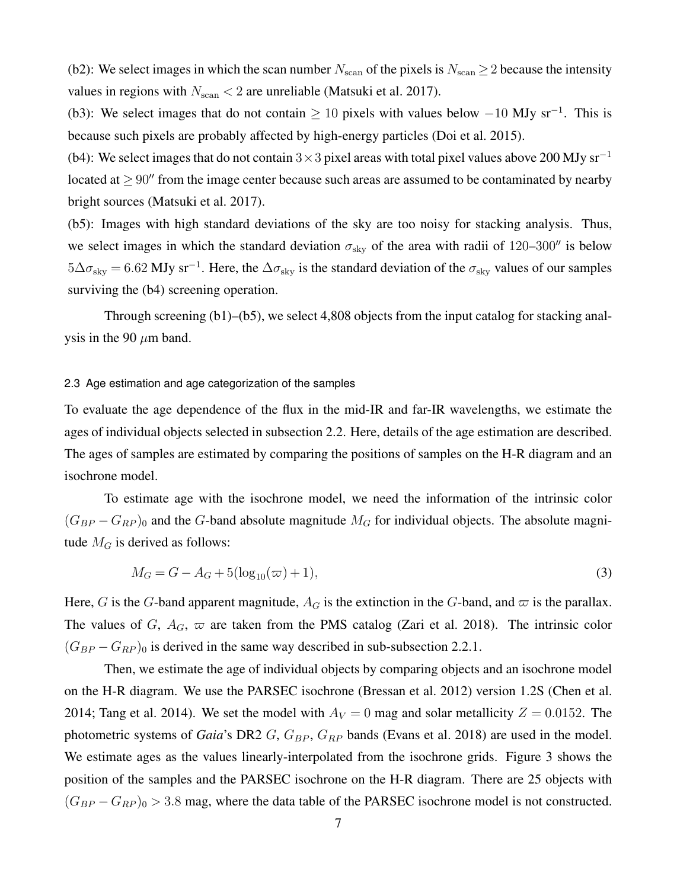(b2): We select images in which the scan number $N_{\rm scan}$ of the pixels is $N_{\rm scan} \geq 2$ because the intensity values in regions with $N_{\rm scan} < 2$ are unreliable (Matsuki et al. 2017).

(b3): We select images that do not contain $\geq 10$ pixels with values below $-10$ MJy sr$^{-1}$. This is because such pixels are probably affected by high-energy particles (Doi et al. 2015).

(b4): We select images that do not contain $3 \times 3$ pixel areas with total pixel values above 200 MJy sr$^{-1}$ located at $\geq 90''$ from the image center because such areas are assumed to be contaminated by nearby bright sources (Matsuki et al. 2017).

(b5): Images with high standard deviations of the sky are too noisy for stacking analysis. Thus, we select images in which the standard deviation $\sigma_{\rm sky}$ of the area with radii of 120–300$''$ is below $5\Delta\sigma_{\rm sky} = 6.62$ MJy sr$^{-1}$. Here, the $\Delta\sigma_{\rm sky}$ is the standard deviation of the $\sigma_{\rm sky}$ values of our samples surviving the (b4) screening operation.

Through screening (b1)–(b5), we select 4,808 objects from the input catalog for stacking analysis in the 90 $\mu$m band.

### 2.3 Age estimation and age categorization of the samples

To evaluate the age dependence of the flux in the mid-IR and far-IR wavelengths, we estimate the ages of individual objects selected in subsection 2.2. Here, details of the age estimation are described. The ages of samples are estimated by comparing the positions of samples on the H-R diagram and an isochrone model.

To estimate age with the isochrone model, we need the information of the intrinsic color $(G_{BP} - G_{RP})_0$ and the $G$-band absolute magnitude $M_G$ for individual objects. The absolute magnitude $M_G$ is derived as follows:

$$M_G = G - A_G + 5(\log_{10}(\varpi) + 1), \tag{3}$$

Here, $G$ is the $G$-band apparent magnitude, $A_G$ is the extinction in the $G$-band, and $\varpi$ is the parallax. The values of $G$, $A_G$, $\varpi$ are taken from the PMS catalog (Zari et al. 2018). The intrinsic color $(G_{BP} - G_{RP})_0$ is derived in the same way described in sub-subsection 2.2.1.

Then, we estimate the age of individual objects by comparing objects and an isochrone model on the H-R diagram. We use the PARSEC isochrone (Bressan et al. 2012) version 1.2S (Chen et al. 2014; Tang et al. 2014). We set the model with $A_V = 0$ mag and solar metallicity $Z = 0.0152$. The photometric systems of *Gaia*'s DR2 $G$, $G_{BP}$, $G_{RP}$ bands (Evans et al. 2018) are used in the model. We estimate ages as the values linearly-interpolated from the isochrone grids. Figure 3 shows the position of the samples and the PARSEC isochrone on the H-R diagram. There are 25 objects with $(G_{BP} - G_{RP})_0 > 3.8$ mag, where the data table of the PARSEC isochrone model is not constructed.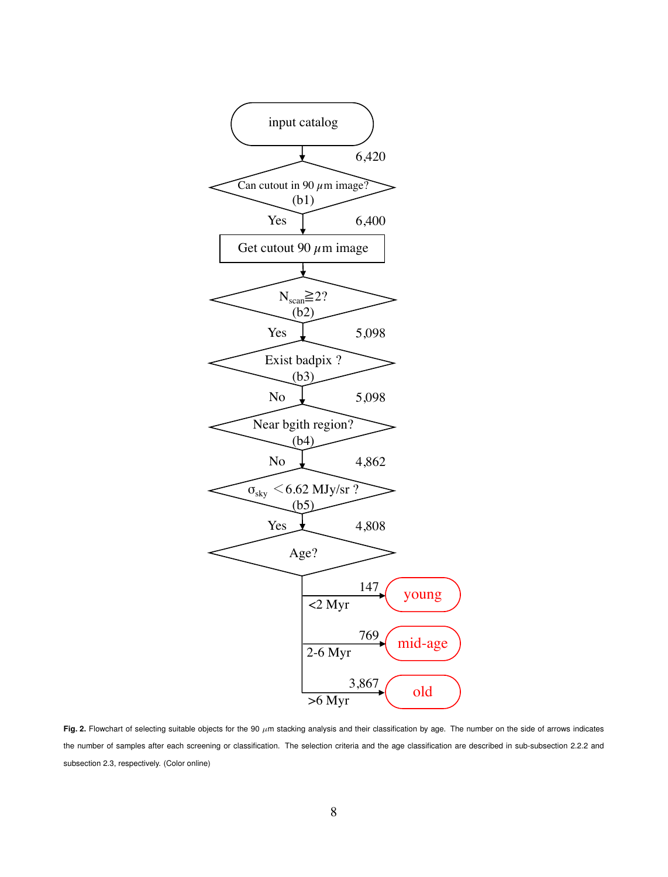input catalog

6,420

Can cutout in 90 $\mu$m image? (b1)

Yes 6,400

Get cutout 90 $\mu$m image

$N_{scan} \geqq 2$? (b2)

Yes 5,098

Exist badpix ? (b3)

No 5,098

Near bgith region? (b4)

No 4,862

$\sigma_{sky} < 6.62$ MJy/sr ? (b5)

Yes 4,808

Age?

- <2 Myr: 147 → young
- 2-6 Myr: 769 → mid-age
- >6 Myr: 3,867 → old

**Fig. 2.** Flowchart of selecting suitable objects for the 90 $\mu$m stacking analysis and their classification by age. The number on the side of arrows indicates the number of samples after each screening or classification. The selection criteria and the age classification are described in sub-subsection 2.2.2 and subsection 2.3, respectively. (Color online)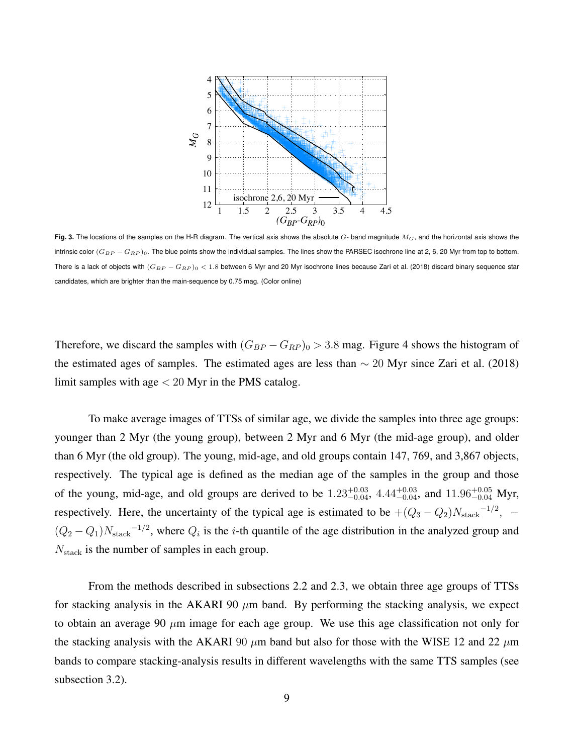**Fig. 3.** The locations of the samples on the H-R diagram. The vertical axis shows the absolute $G$- band magnitude $M_G$, and the horizontal axis shows the intrinsic color $(G_{BP} - G_{RP})_0$. The blue points show the individual samples. The lines show the PARSEC isochrone line at 2, 6, 20 Myr from top to bottom. There is a lack of objects with $(G_{BP} - G_{RP})_0 < 1.8$ between 6 Myr and 20 Myr isochrone lines because Zari et al. (2018) discard binary sequence star candidates, which are brighter than the main-sequence by 0.75 mag. (Color online)

Therefore, we discard the samples with $(G_{BP} - G_{RP})_0 > 3.8$ mag. Figure 4 shows the histogram of the estimated ages of samples. The estimated ages are less than $\sim 20$ Myr since Zari et al. (2018) limit samples with age $< 20$ Myr in the PMS catalog.

To make average images of TTSs of similar age, we divide the samples into three age groups: younger than 2 Myr (the young group), between 2 Myr and 6 Myr (the mid-age group), and older than 6 Myr (the old group). The young, mid-age, and old groups contain 147, 769, and 3,867 objects, respectively. The typical age is defined as the median age of the samples in the group and those of the young, mid-age, and old groups are derived to be $1.23^{+0.03}_{-0.04}$, $4.44^{+0.03}_{-0.04}$, and $11.96^{+0.05}_{-0.04}$ Myr, respectively. Here, the uncertainty of the typical age is estimated to be $+(Q_3 - Q_2){N_{\mathrm{stack}}}^{-1/2}$, $-(Q_2 - Q_1){N_{\mathrm{stack}}}^{-1/2}$, where $Q_i$ is the $i$-th quantile of the age distribution in the analyzed group and $N_{\mathrm{stack}}$ is the number of samples in each group.

From the methods described in subsections 2.2 and 2.3, we obtain three age groups of TTSs for stacking analysis in the AKARI 90 $\mu$m band. By performing the stacking analysis, we expect to obtain an average 90 $\mu$m image for each age group. We use this age classification not only for the stacking analysis with the AKARI 90 $\mu$m band but also for those with the WISE 12 and 22 $\mu$m bands to compare stacking-analysis results in different wavelengths with the same TTS samples (see subsection 3.2).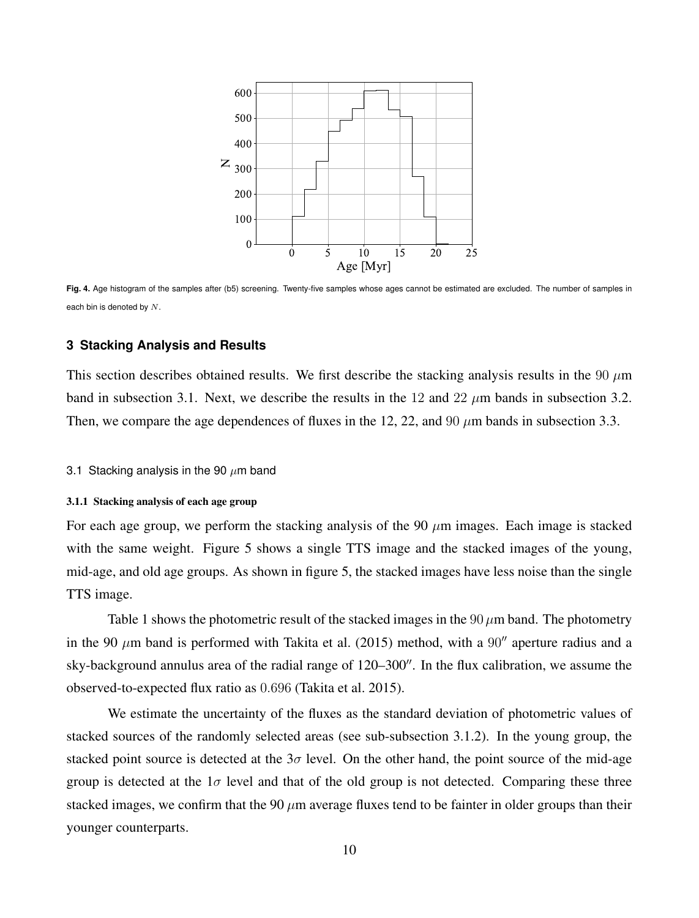**Fig. 4.** Age histogram of the samples after (b5) screening. Twenty-five samples whose ages cannot be estimated are excluded. The number of samples in each bin is denoted by $N$.

## 3 Stacking Analysis and Results

This section describes obtained results. We first describe the stacking analysis results in the $90$ $\mu$m band in subsection 3.1. Next, we describe the results in the $12$ and $22$ $\mu$m bands in subsection 3.2. Then, we compare the age dependences of fluxes in the 12, 22, and $90$ $\mu$m bands in subsection 3.3.

### 3.1 Stacking analysis in the 90 $\mu$m band

#### 3.1.1 Stacking analysis of each age group

For each age group, we perform the stacking analysis of the 90 $\mu$m images. Each image is stacked with the same weight. Figure 5 shows a single TTS image and the stacked images of the young, mid-age, and old age groups. As shown in figure 5, the stacked images have less noise than the single TTS image.

Table 1 shows the photometric result of the stacked images in the $90\,\mu$m band. The photometry in the 90 $\mu$m band is performed with Takita et al. (2015) method, with a $90''$ aperture radius and a sky-background annulus area of the radial range of 120–300$''$. In the flux calibration, we assume the observed-to-expected flux ratio as $0.696$ (Takita et al. 2015).

We estimate the uncertainty of the fluxes as the standard deviation of photometric values of stacked sources of the randomly selected areas (see sub-subsection 3.1.2). In the young group, the stacked point source is detected at the $3\sigma$ level. On the other hand, the point source of the mid-age group is detected at the $1\sigma$ level and that of the old group is not detected. Comparing these three stacked images, we confirm that the 90 $\mu$m average fluxes tend to be fainter in older groups than their younger counterparts.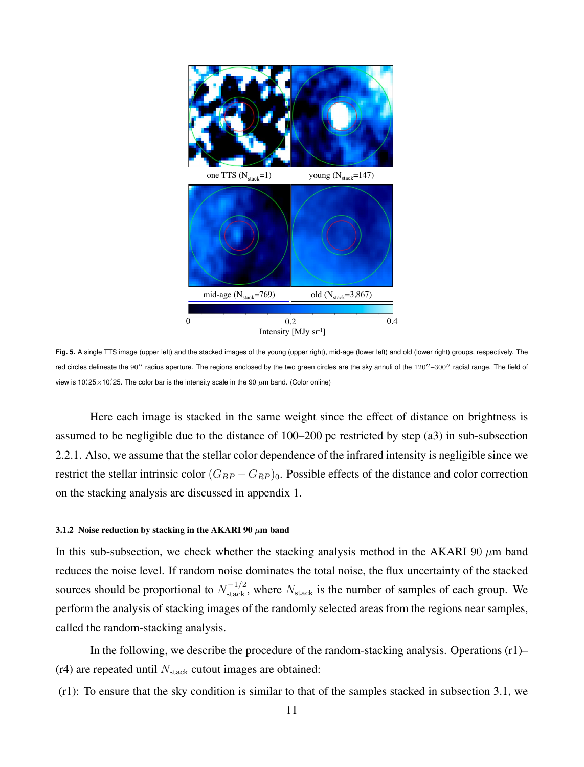Fig. 5. A single TTS image (upper left) and the stacked images of the young (upper right), mid-age (lower left) and old (lower right) groups, respectively. The red circles delineate the $90''$ radius aperture. The regions enclosed by the two green circles are the sky annuli of the $120''$–$300''$ radial range. The field of view is $10.'25 \times 10.'25$. The color bar is the intensity scale in the 90 $\mu$m band. (Color online)

Here each image is stacked in the same weight since the effect of distance on brightness is assumed to be negligible due to the distance of 100–200 pc restricted by step (a3) in sub-subsection 2.2.1. Also, we assume that the stellar color dependence of the infrared intensity is negligible since we restrict the stellar intrinsic color $(G_{BP} - G_{RP})_0$. Possible effects of the distance and color correction on the stacking analysis are discussed in appendix 1.

#### 3.1.2 Noise reduction by stacking in the AKARI 90 $\mu$m band

In this sub-subsection, we check whether the stacking analysis method in the AKARI 90 $\mu$m band reduces the noise level. If random noise dominates the total noise, the flux uncertainty of the stacked sources should be proportional to $N_{\rm stack}^{-1/2}$, where $N_{\rm stack}$ is the number of samples of each group. We perform the analysis of stacking images of the randomly selected areas from the regions near samples, called the random-stacking analysis.

In the following, we describe the procedure of the random-stacking analysis. Operations (r1)–(r4) are repeated until $N_{\rm stack}$ cutout images are obtained:

(r1): To ensure that the sky condition is similar to that of the samples stacked in subsection 3.1, we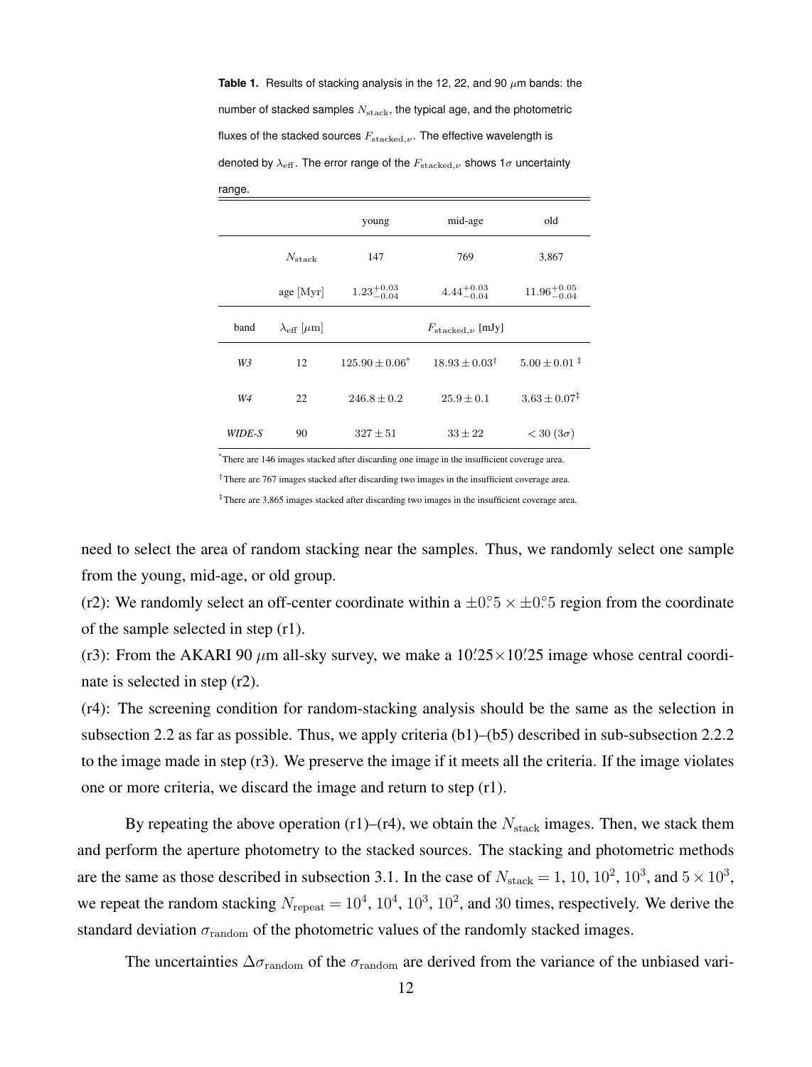**Table 1.** Results of stacking analysis in the 12, 22, and 90 $\mu$m bands: the number of stacked samples $N_{\rm stack}$, the typical age, and the photometric fluxes of the stacked sources $F_{{\rm stacked},\nu}$. The effective wavelength is denoted by $\lambda_{\rm eff}$. The error range of the $F_{{\rm stacked},\nu}$ shows 1$\sigma$ uncertainty range.

| | | young | mid-age | old |
|---|---|---|---|---|
| | $N_{\rm stack}$ | 147 | 769 | 3,867 |
| | age [Myr] | $1.23^{+0.03}_{-0.04}$ | $4.44^{+0.03}_{-0.04}$ | $11.96^{+0.05}_{-0.04}$ |
| band | $\lambda_{\rm eff}$ [$\mu$m] | | $F_{{\rm stacked},\nu}$ [mJy] | |
| *W3* | 12 | $125.90 \pm 0.06^{*}$ | $18.93 \pm 0.03^{\dagger}$ | $5.00 \pm 0.01^{\ddagger}$ |
| *W4* | 22 | $246.8 \pm 0.2$ | $25.9 \pm 0.1$ | $3.63 \pm 0.07^{\ddagger}$ |
| *WIDE-S* | 90 | $327 \pm 51$ | $33 \pm 22$ | $< 30$ ($3\sigma$) |

$^{*}$There are 146 images stacked after discarding one image in the insufficient coverage area.

$^{\dagger}$There are 767 images stacked after discarding two images in the insufficient coverage area.

$^{\ddagger}$There are 3,865 images stacked after discarding two images in the insufficient coverage area.

need to select the area of random stacking near the samples. Thus, we randomly select one sample from the young, mid-age, or old group.

(r2): We randomly select an off-center coordinate within a $\pm0^{\circ}\!.5 \times \pm0^{\circ}\!.5$ region from the coordinate of the sample selected in step (r1).

(r3): From the AKARI 90 $\mu$m all-sky survey, we make a $10'\!.25 \times 10'\!.25$ image whose central coordinate is selected in step (r2).

(r4): The screening condition for random-stacking analysis should be the same as the selection in subsection 2.2 as far as possible. Thus, we apply criteria (b1)–(b5) described in sub-subsection 2.2.2 to the image made in step (r3). We preserve the image if it meets all the criteria. If the image violates one or more criteria, we discard the image and return to step (r1).

By repeating the above operation (r1)–(r4), we obtain the $N_{\rm stack}$ images. Then, we stack them and perform the aperture photometry to the stacked sources. The stacking and photometric methods are the same as those described in subsection 3.1. In the case of $N_{\rm stack} = 1$, $10$, $10^2$, $10^3$, and $5 \times 10^3$, we repeat the random stacking $N_{\rm repeat} = 10^4$, $10^4$, $10^3$, $10^2$, and $30$ times, respectively. We derive the standard deviation $\sigma_{\rm random}$ of the photometric values of the randomly stacked images.

The uncertainties $\Delta\sigma_{\rm random}$ of the $\sigma_{\rm random}$ are derived from the variance of the unbiased vari-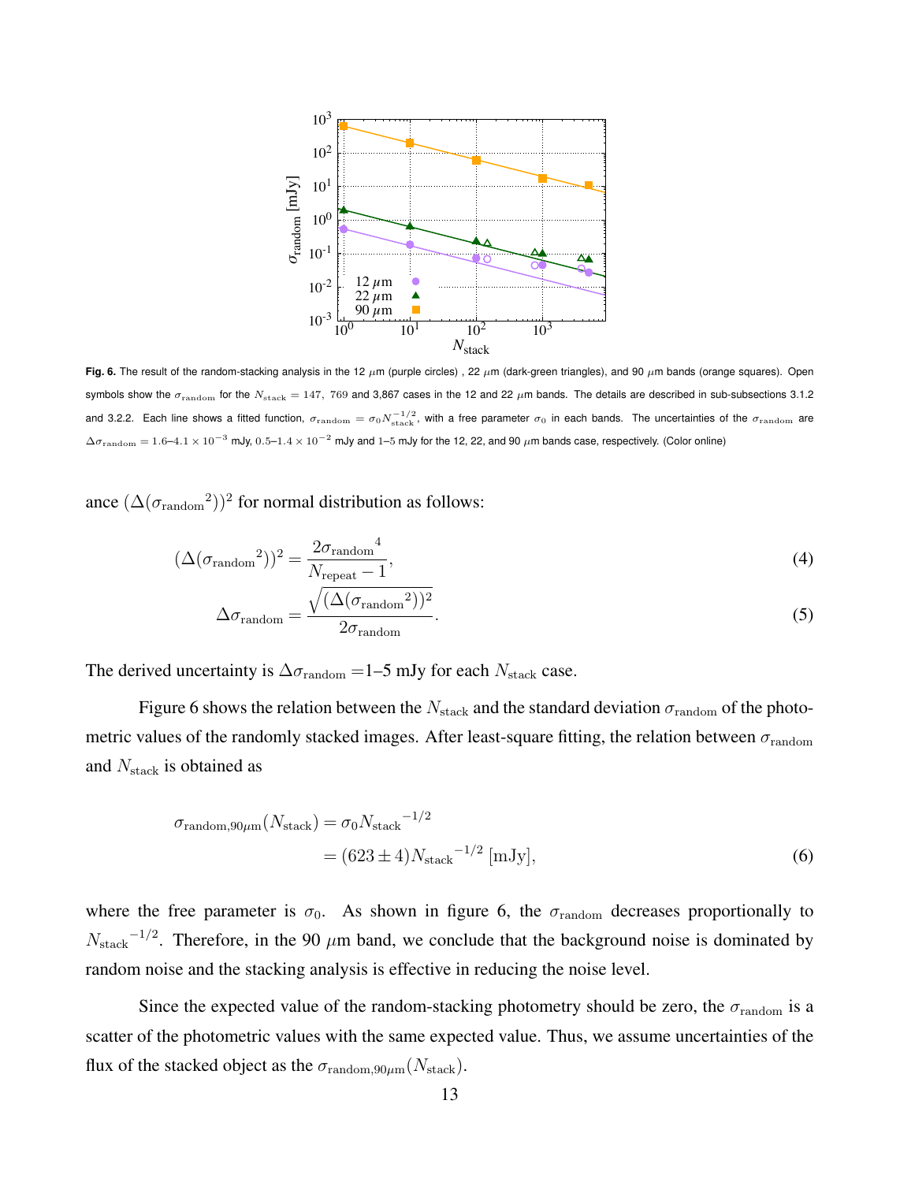Fig. 6. The result of the random-stacking analysis in the 12 $\mu$m (purple circles) , 22 $\mu$m (dark-green triangles), and 90 $\mu$m bands (orange squares). Open symbols show the $\sigma_{\rm random}$ for the $N_{\rm stack} = 147,\ 769$ and 3,867 cases in the 12 and 22 $\mu$m bands. The details are described in sub-subsections 3.1.2 and 3.2.2. Each line shows a fitted function, $\sigma_{\rm random} = \sigma_0 N_{\rm stack}^{-1/2}$, with a free parameter $\sigma_0$ in each bands. The uncertainties of the $\sigma_{\rm random}$ are $\Delta\sigma_{\rm random} = 1.6$–$4.1 \times 10^{-3}$ mJy, 0.5–$1.4 \times 10^{-2}$ mJy and 1–5 mJy for the 12, 22, and 90 $\mu$m bands case, respectively. (Color online)

ance $(\Delta(\sigma_{\rm random}{}^2))^2$ for normal distribution as follows:

$$(\Delta(\sigma_{\rm random}{}^2))^2 = \frac{2\sigma_{\rm random}{}^4}{N_{\rm repeat} - 1}, \tag{4}$$

$$\Delta\sigma_{\rm random} = \frac{\sqrt{(\Delta(\sigma_{\rm random}{}^2))^2}}{2\sigma_{\rm random}}. \tag{5}$$

The derived uncertainty is $\Delta\sigma_{\rm random}$ =1–5 mJy for each $N_{\rm stack}$ case.

Figure 6 shows the relation between the $N_{\rm stack}$ and the standard deviation $\sigma_{\rm random}$ of the photometric values of the randomly stacked images. After least-square fitting, the relation between $\sigma_{\rm random}$ and $N_{\rm stack}$ is obtained as

$$\begin{aligned}\sigma_{\rm random, 90\mu m}(N_{\rm stack}) &= \sigma_0 N_{\rm stack}{}^{-1/2} \\ &= (623 \pm 4) N_{\rm stack}{}^{-1/2}\ [\rm mJy],\end{aligned} \tag{6}$$

where the free parameter is $\sigma_0$. As shown in figure 6, the $\sigma_{\rm random}$ decreases proportionally to $N_{\rm stack}{}^{-1/2}$. Therefore, in the 90 $\mu$m band, we conclude that the background noise is dominated by random noise and the stacking analysis is effective in reducing the noise level.

Since the expected value of the random-stacking photometry should be zero, the $\sigma_{\rm random}$ is a scatter of the photometric values with the same expected value. Thus, we assume uncertainties of the flux of the stacked object as the $\sigma_{\rm random, 90\mu m}(N_{\rm stack})$.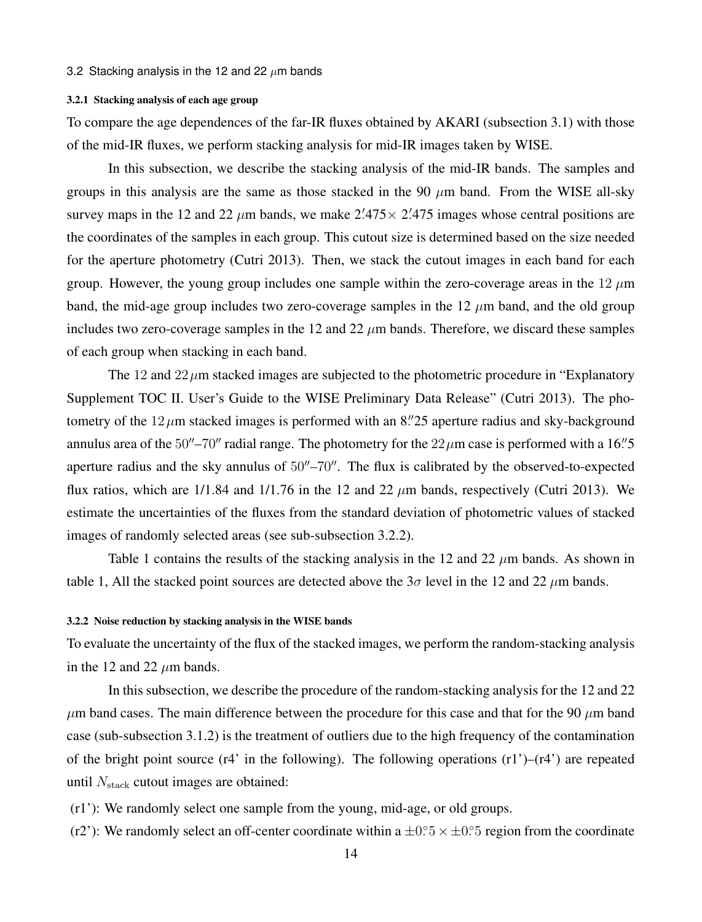### 3.2 Stacking analysis in the 12 and 22 $\mu$m bands

#### 3.2.1 Stacking analysis of each age group

To compare the age dependences of the far-IR fluxes obtained by AKARI (subsection 3.1) with those of the mid-IR fluxes, we perform stacking analysis for mid-IR images taken by WISE.

In this subsection, we describe the stacking analysis of the mid-IR bands. The samples and groups in this analysis are the same as those stacked in the 90 $\mu$m band. From the WISE all-sky survey maps in the 12 and 22 $\mu$m bands, we make $2'\!.475 \times 2'\!.475$ images whose central positions are the coordinates of the samples in each group. This cutout size is determined based on the size needed for the aperture photometry (Cutri 2013). Then, we stack the cutout images in each band for each group. However, the young group includes one sample within the zero-coverage areas in the 12 $\mu$m band, the mid-age group includes two zero-coverage samples in the 12 $\mu$m band, and the old group includes two zero-coverage samples in the 12 and 22 $\mu$m bands. Therefore, we discard these samples of each group when stacking in each band.

The 12 and 22 $\mu$m stacked images are subjected to the photometric procedure in "Explanatory Supplement TOC II. User's Guide to the WISE Preliminary Data Release" (Cutri 2013). The photometry of the 12 $\mu$m stacked images is performed with an $8''\!.25$ aperture radius and sky-background annulus area of the $50''$–$70''$ radial range. The photometry for the 22 $\mu$m case is performed with a $16''\!.5$ aperture radius and the sky annulus of $50''$–$70''$. The flux is calibrated by the observed-to-expected flux ratios, which are 1/1.84 and 1/1.76 in the 12 and 22 $\mu$m bands, respectively (Cutri 2013). We estimate the uncertainties of the fluxes from the standard deviation of photometric values of stacked images of randomly selected areas (see sub-subsection 3.2.2).

Table 1 contains the results of the stacking analysis in the 12 and 22 $\mu$m bands. As shown in table 1, All the stacked point sources are detected above the $3\sigma$ level in the 12 and 22 $\mu$m bands.

#### 3.2.2 Noise reduction by stacking analysis in the WISE bands

To evaluate the uncertainty of the flux of the stacked images, we perform the random-stacking analysis in the 12 and 22 $\mu$m bands.

In this subsection, we describe the procedure of the random-stacking analysis for the 12 and 22 $\mu$m band cases. The main difference between the procedure for this case and that for the 90 $\mu$m band case (sub-subsection 3.1.2) is the treatment of outliers due to the high frequency of the contamination of the bright point source (r4' in the following). The following operations (r1')–(r4') are repeated until $N_{\rm stack}$ cutout images are obtained:

(r1'): We randomly select one sample from the young, mid-age, or old groups.

(r2'): We randomly select an off-center coordinate within a $\pm 0^\circ\!.5 \times \pm 0^\circ\!.5$ region from the coordinate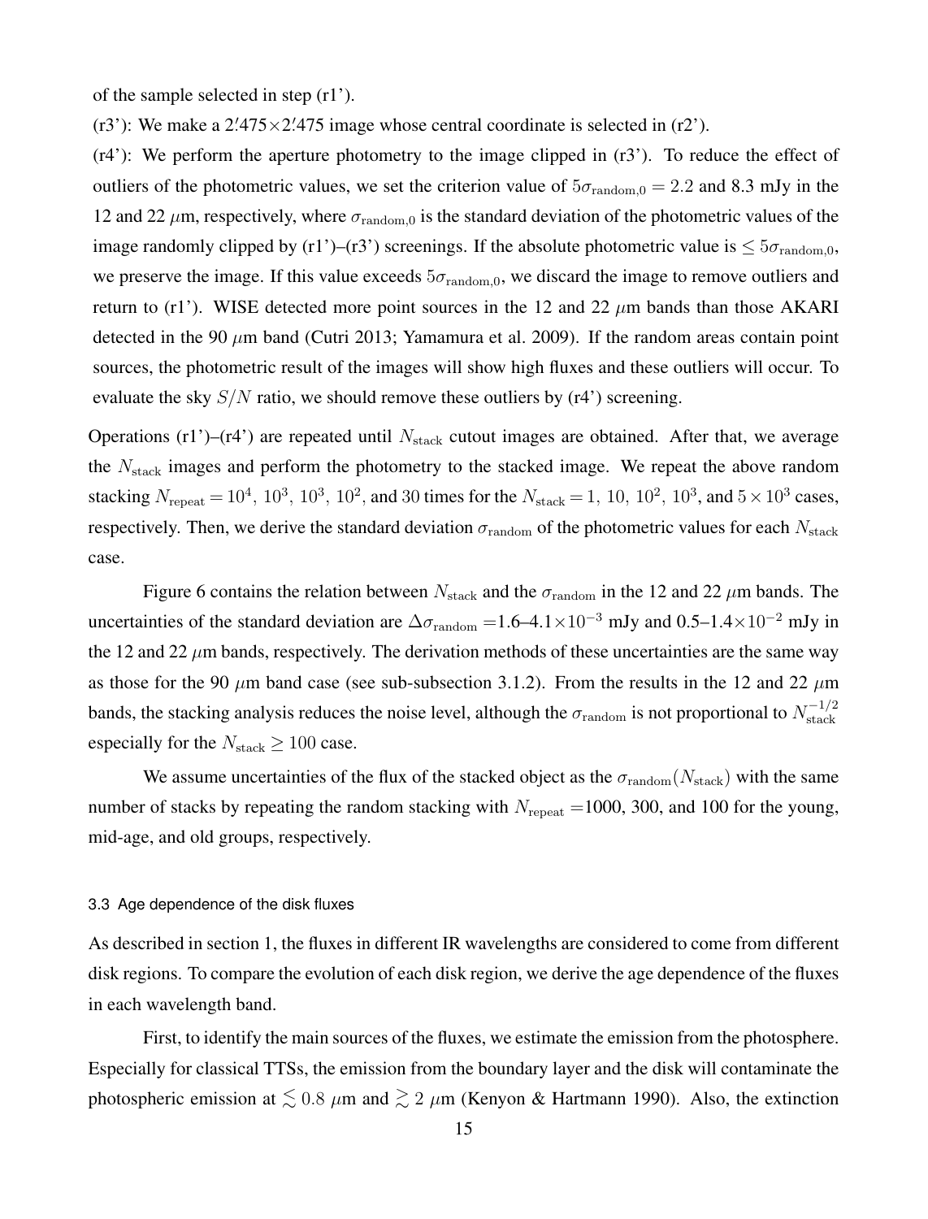of the sample selected in step (r1').

(r3'): We make a $2.'475 \times 2.'475$ image whose central coordinate is selected in (r2').

(r4'): We perform the aperture photometry to the image clipped in (r3'). To reduce the effect of outliers of the photometric values, we set the criterion value of $5\sigma_{\mathrm{random},0} = 2.2$ and 8.3 mJy in the 12 and 22 $\mu$m, respectively, where $\sigma_{\mathrm{random},0}$ is the standard deviation of the photometric values of the image randomly clipped by (r1')–(r3') screenings. If the absolute photometric value is $\leq 5\sigma_{\mathrm{random},0}$, we preserve the image. If this value exceeds $5\sigma_{\mathrm{random},0}$, we discard the image to remove outliers and return to (r1'). WISE detected more point sources in the 12 and 22 $\mu$m bands than those AKARI detected in the 90 $\mu$m band (Cutri 2013; Yamamura et al. 2009). If the random areas contain point sources, the photometric result of the images will show high fluxes and these outliers will occur. To evaluate the sky $S/N$ ratio, we should remove these outliers by (r4') screening.

Operations (r1')–(r4') are repeated until $N_{\mathrm{stack}}$ cutout images are obtained. After that, we average the $N_{\mathrm{stack}}$ images and perform the photometry to the stacked image. We repeat the above random stacking $N_{\mathrm{repeat}} = 10^4,\ 10^3,\ 10^3,\ 10^2$, and 30 times for the $N_{\mathrm{stack}} = 1,\ 10,\ 10^2,\ 10^3$, and $5 \times 10^3$ cases, respectively. Then, we derive the standard deviation $\sigma_{\mathrm{random}}$ of the photometric values for each $N_{\mathrm{stack}}$ case.

Figure 6 contains the relation between $N_{\mathrm{stack}}$ and the $\sigma_{\mathrm{random}}$ in the 12 and 22 $\mu$m bands. The uncertainties of the standard deviation are $\Delta\sigma_{\mathrm{random}} =$1.6–4.1$\times 10^{-3}$ mJy and 0.5–1.4$\times 10^{-2}$ mJy in the 12 and 22 $\mu$m bands, respectively. The derivation methods of these uncertainties are the same way as those for the 90 $\mu$m band case (see sub-subsection 3.1.2). From the results in the 12 and 22 $\mu$m bands, the stacking analysis reduces the noise level, although the $\sigma_{\mathrm{random}}$ is not proportional to $N_{\mathrm{stack}}^{-1/2}$ especially for the $N_{\mathrm{stack}} \geq 100$ case.

We assume uncertainties of the flux of the stacked object as the $\sigma_{\mathrm{random}}(N_{\mathrm{stack}})$ with the same number of stacks by repeating the random stacking with $N_{\mathrm{repeat}} =$1000, 300, and 100 for the young, mid-age, and old groups, respectively.

### 3.3 Age dependence of the disk fluxes

As described in section 1, the fluxes in different IR wavelengths are considered to come from different disk regions. To compare the evolution of each disk region, we derive the age dependence of the fluxes in each wavelength band.

First, to identify the main sources of the fluxes, we estimate the emission from the photosphere. Especially for classical TTSs, the emission from the boundary layer and the disk will contaminate the photospheric emission at $\lesssim 0.8$ $\mu$m and $\gtrsim 2$ $\mu$m (Kenyon & Hartmann 1990). Also, the extinction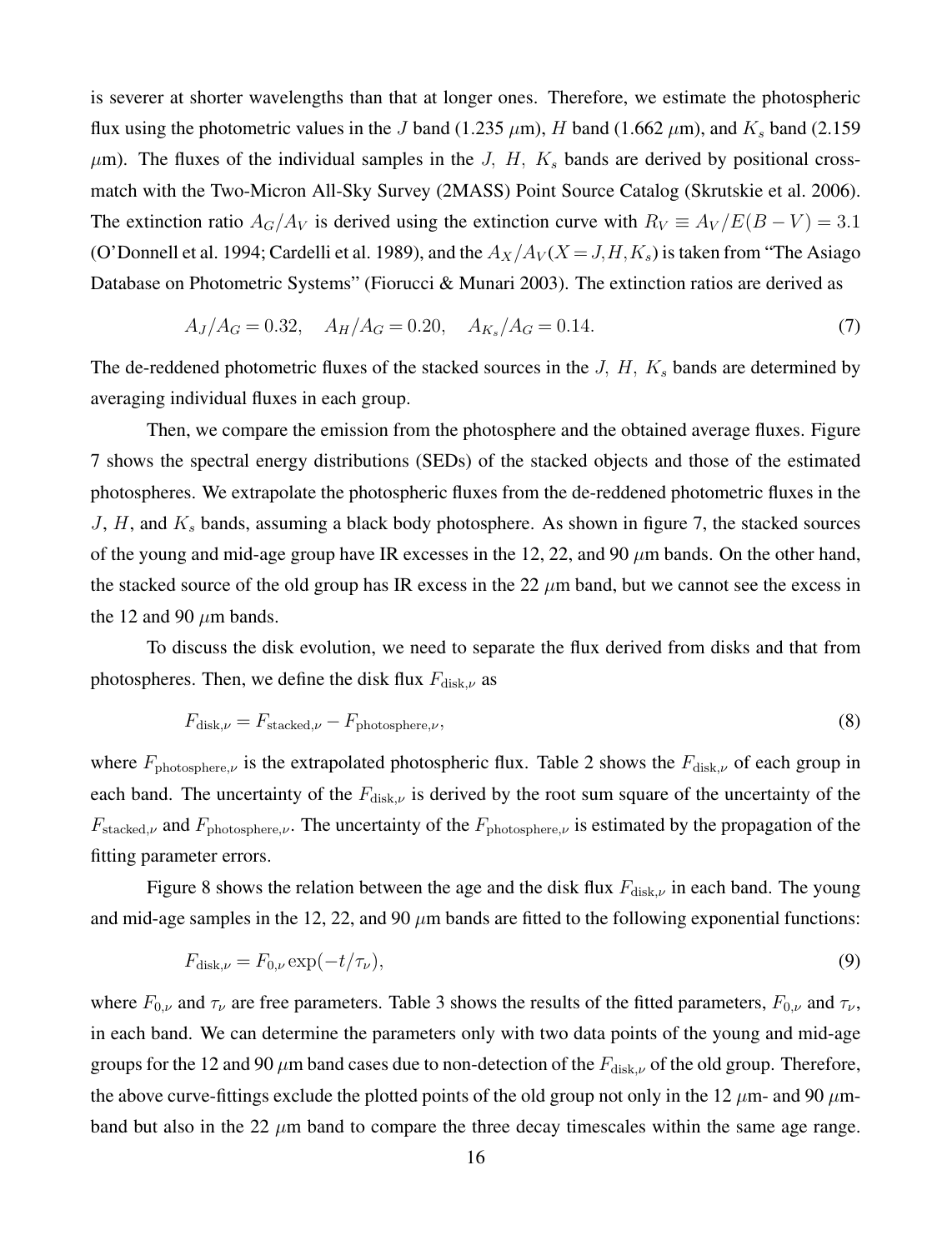is severer at shorter wavelengths than that at longer ones. Therefore, we estimate the photospheric flux using the photometric values in the $J$ band (1.235 $\mu$m), $H$ band (1.662 $\mu$m), and $K_s$ band (2.159 $\mu$m). The fluxes of the individual samples in the $J$, $H$, $K_s$ bands are derived by positional cross-match with the Two-Micron All-Sky Survey (2MASS) Point Source Catalog (Skrutskie et al. 2006). The extinction ratio $A_G/A_V$ is derived using the extinction curve with $R_V \equiv A_V/E(B-V) = 3.1$ (O'Donnell et al. 1994; Cardelli et al. 1989), and the $A_X/A_V(X = J, H, K_s)$ is taken from "The Asiago Database on Photometric Systems" (Fiorucci & Munari 2003). The extinction ratios are derived as

$$A_J/A_G = 0.32, \quad A_H/A_G = 0.20, \quad A_{K_s}/A_G = 0.14. \tag{7}$$

The de-reddened photometric fluxes of the stacked sources in the $J$, $H$, $K_s$ bands are determined by averaging individual fluxes in each group.

Then, we compare the emission from the photosphere and the obtained average fluxes. Figure 7 shows the spectral energy distributions (SEDs) of the stacked objects and those of the estimated photospheres. We extrapolate the photospheric fluxes from the de-reddened photometric fluxes in the $J$, $H$, and $K_s$ bands, assuming a black body photosphere. As shown in figure 7, the stacked sources of the young and mid-age group have IR excesses in the 12, 22, and 90 $\mu$m bands. On the other hand, the stacked source of the old group has IR excess in the 22 $\mu$m band, but we cannot see the excess in the 12 and 90 $\mu$m bands.

To discuss the disk evolution, we need to separate the flux derived from disks and that from photospheres. Then, we define the disk flux $F_{\mathrm{disk},\nu}$ as

$$F_{\mathrm{disk},\nu} = F_{\mathrm{stacked},\nu} - F_{\mathrm{photosphere},\nu}, \tag{8}$$

where $F_{\mathrm{photosphere},\nu}$ is the extrapolated photospheric flux. Table 2 shows the $F_{\mathrm{disk},\nu}$ of each group in each band. The uncertainty of the $F_{\mathrm{disk},\nu}$ is derived by the root sum square of the uncertainty of the $F_{\mathrm{stacked},\nu}$ and $F_{\mathrm{photosphere},\nu}$. The uncertainty of the $F_{\mathrm{photosphere},\nu}$ is estimated by the propagation of the fitting parameter errors.

Figure 8 shows the relation between the age and the disk flux $F_{\mathrm{disk},\nu}$ in each band. The young and mid-age samples in the 12, 22, and 90 $\mu$m bands are fitted to the following exponential functions:

$$F_{\mathrm{disk},\nu} = F_{0,\nu} \exp(-t/\tau_\nu), \tag{9}$$

where $F_{0,\nu}$ and $\tau_\nu$ are free parameters. Table 3 shows the results of the fitted parameters, $F_{0,\nu}$ and $\tau_\nu$, in each band. We can determine the parameters only with two data points of the young and mid-age groups for the 12 and 90 $\mu$m band cases due to non-detection of the $F_{\mathrm{disk},\nu}$ of the old group. Therefore, the above curve-fittings exclude the plotted points of the old group not only in the 12 $\mu$m- and 90 $\mu$m-band but also in the 22 $\mu$m band to compare the three decay timescales within the same age range.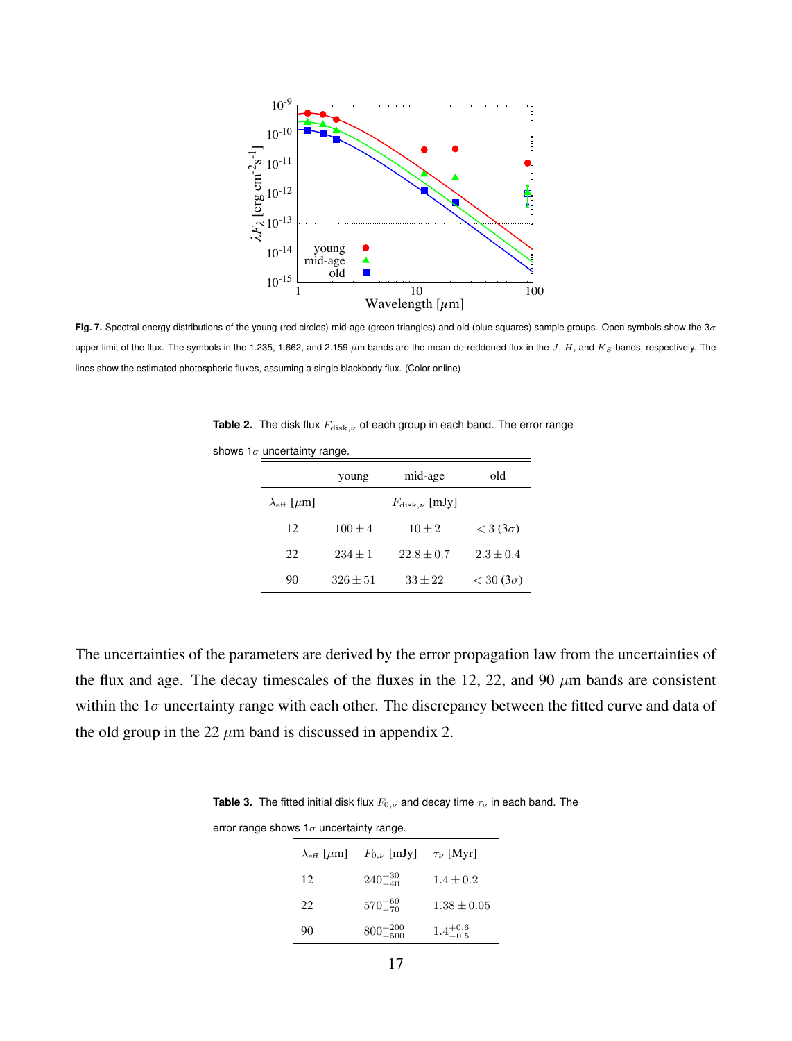**Fig. 7.** Spectral energy distributions of the young (red circles) mid-age (green triangles) and old (blue squares) sample groups. Open symbols show the 3$\sigma$ upper limit of the flux. The symbols in the 1.235, 1.662, and 2.159 $\mu$m bands are the mean de-reddened flux in the $J$, $H$, and $K_S$ bands, respectively. The lines show the estimated photospheric fluxes, assuming a single blackbody flux. (Color online)

**Table 2.** The disk flux $F_{\mathrm{disk},\nu}$ of each group in each band. The error range shows 1$\sigma$ uncertainty range.

| | young | mid-age | old |
|---|---|---|---|
| $\lambda_{\mathrm{eff}}$ [$\mu$m] | | $F_{\mathrm{disk},\nu}$ [mJy] | |
| 12 | $100 \pm 4$ | $10 \pm 2$ | $< 3$ (3$\sigma$) |
| 22 | $234 \pm 1$ | $22.8 \pm 0.7$ | $2.3 \pm 0.4$ |
| 90 | $326 \pm 51$ | $33 \pm 22$ | $< 30$ (3$\sigma$) |

The uncertainties of the parameters are derived by the error propagation law from the uncertainties of the flux and age. The decay timescales of the fluxes in the 12, 22, and 90 $\mu$m bands are consistent within the 1$\sigma$ uncertainty range with each other. The discrepancy between the fitted curve and data of the old group in the 22 $\mu$m band is discussed in appendix 2.

**Table 3.** The fitted initial disk flux $F_{0,\nu}$ and decay time $\tau_\nu$ in each band. The error range shows 1$\sigma$ uncertainty range.

| $\lambda_{\mathrm{eff}}$ [$\mu$m] | $F_{0,\nu}$ [mJy] | $\tau_\nu$ [Myr] |
|---|---|---|
| 12 | $240^{+30}_{-40}$ | $1.4 \pm 0.2$ |
| 22 | $570^{+60}_{-70}$ | $1.38 \pm 0.05$ |
| 90 | $800^{+200}_{-500}$ | $1.4^{+0.6}_{-0.5}$ |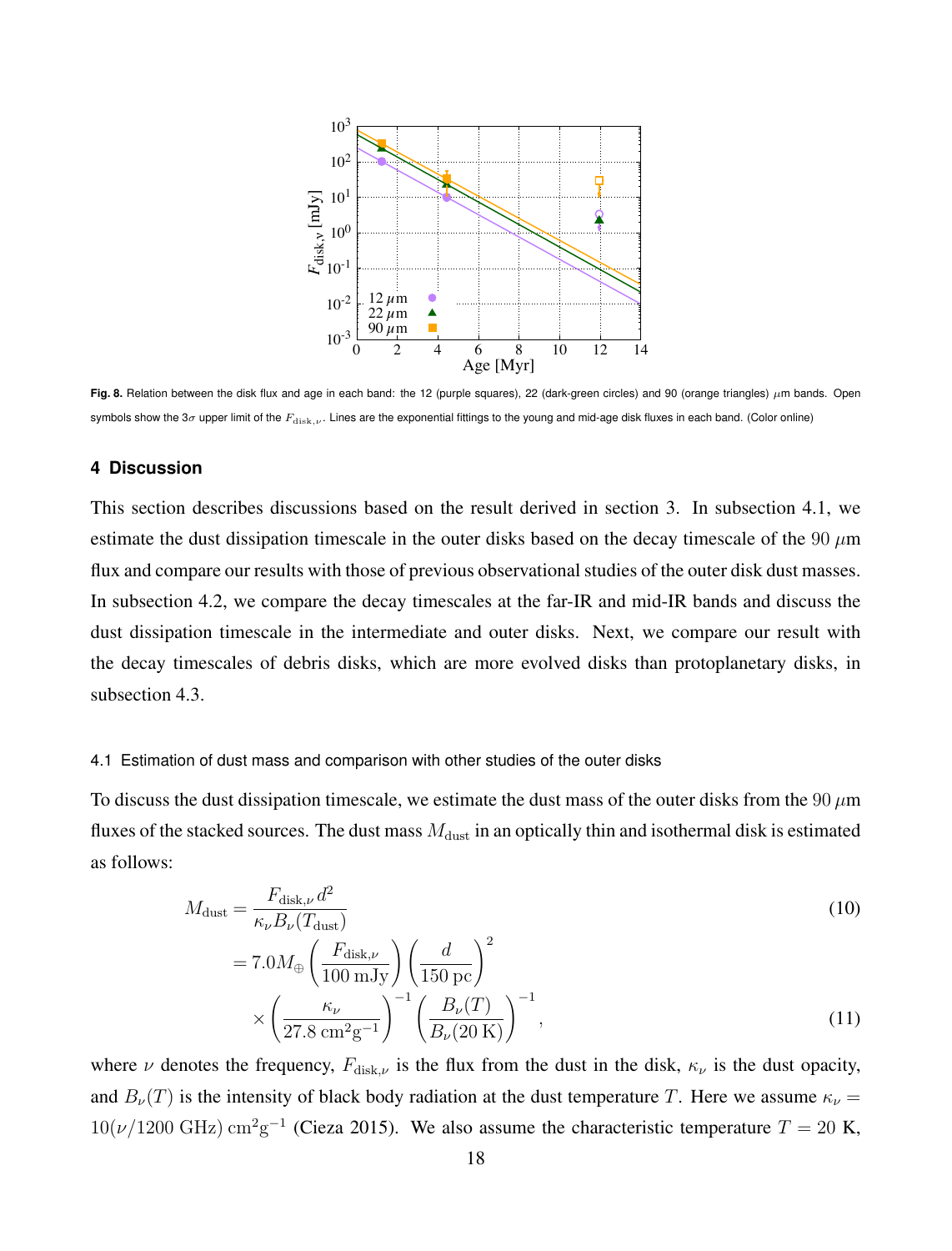Fig. 8. Relation between the disk flux and age in each band: the 12 (purple squares), 22 (dark-green circles) and 90 (orange triangles) $\mu$m bands. Open symbols show the 3$\sigma$ upper limit of the $F_{\rm disk,\nu}$. Lines are the exponential fittings to the young and mid-age disk fluxes in each band. (Color online)

## 4 Discussion

This section describes discussions based on the result derived in section 3. In subsection 4.1, we estimate the dust dissipation timescale in the outer disks based on the decay timescale of the 90 $\mu$m flux and compare our results with those of previous observational studies of the outer disk dust masses. In subsection 4.2, we compare the decay timescales at the far-IR and mid-IR bands and discuss the dust dissipation timescale in the intermediate and outer disks. Next, we compare our result with the decay timescales of debris disks, which are more evolved disks than protoplanetary disks, in subsection 4.3.

### 4.1 Estimation of dust mass and comparison with other studies of the outer disks

To discuss the dust dissipation timescale, we estimate the dust mass of the outer disks from the 90 $\mu$m fluxes of the stacked sources. The dust mass $M_{\rm dust}$ in an optically thin and isothermal disk is estimated as follows:

$$M_{\rm dust} = \frac{F_{\rm disk,\nu}\, d^2}{\kappa_\nu B_\nu(T_{\rm dust})} \tag{10}$$

$$= 7.0 M_\oplus \left(\frac{F_{\rm disk,\nu}}{100\ {\rm mJy}}\right)\left(\frac{d}{150\ {\rm pc}}\right)^2 \times \left(\frac{\kappa_\nu}{27.8\ {\rm cm^2 g^{-1}}}\right)^{-1}\left(\frac{B_\nu(T)}{B_\nu(20\ {\rm K})}\right)^{-1}, \tag{11}$$

where $\nu$ denotes the frequency, $F_{\rm disk,\nu}$ is the flux from the dust in the disk, $\kappa_\nu$ is the dust opacity, and $B_\nu(T)$ is the intensity of black body radiation at the dust temperature $T$. Here we assume $\kappa_\nu = 10(\nu/1200\ {\rm GHz})\ {\rm cm^2 g^{-1}}$ (Cieza 2015). We also assume the characteristic temperature $T = 20$ K,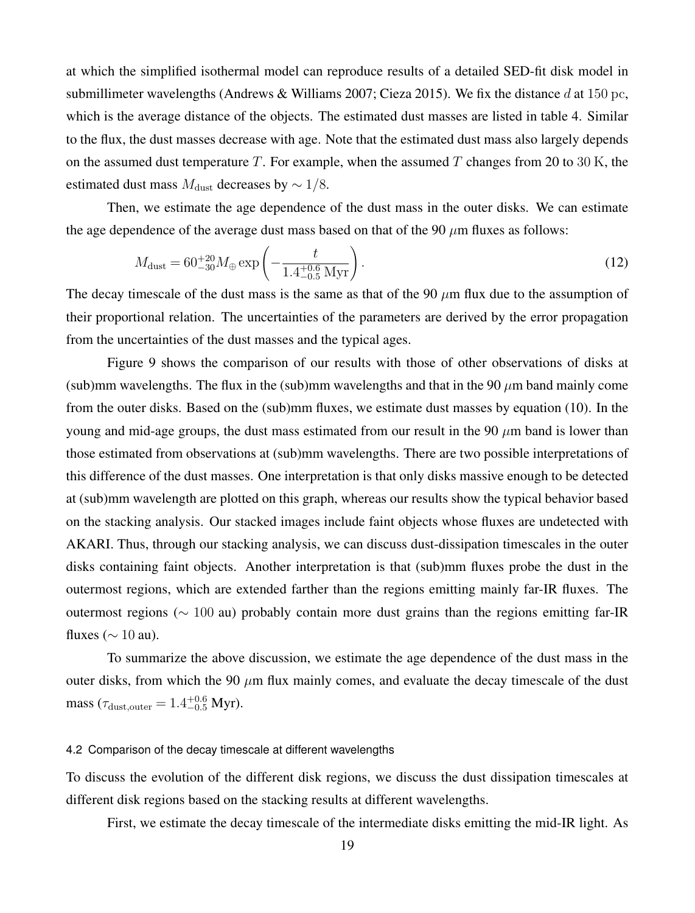at which the simplified isothermal model can reproduce results of a detailed SED-fit disk model in submillimeter wavelengths (Andrews & Williams 2007; Cieza 2015). We fix the distance $d$ at $150\ \mathrm{pc}$, which is the average distance of the objects. The estimated dust masses are listed in table 4. Similar to the flux, the dust masses decrease with age. Note that the estimated dust mass also largely depends on the assumed dust temperature $T$. For example, when the assumed $T$ changes from 20 to $30\ \mathrm{K}$, the estimated dust mass $M_{\mathrm{dust}}$ decreases by $\sim 1/8$.

Then, we estimate the age dependence of the dust mass in the outer disks. We can estimate the age dependence of the average dust mass based on that of the 90 $\mu$m fluxes as follows:

$$M_{\mathrm{dust}} = 60^{+20}_{-30} M_{\oplus} \exp\left(-\frac{t}{1.4^{+0.6}_{-0.5}\ \mathrm{Myr}}\right). \tag{12}$$

The decay timescale of the dust mass is the same as that of the 90 $\mu$m flux due to the assumption of their proportional relation. The uncertainties of the parameters are derived by the error propagation from the uncertainties of the dust masses and the typical ages.

Figure 9 shows the comparison of our results with those of other observations of disks at (sub)mm wavelengths. The flux in the (sub)mm wavelengths and that in the 90 $\mu$m band mainly come from the outer disks. Based on the (sub)mm fluxes, we estimate dust masses by equation (10). In the young and mid-age groups, the dust mass estimated from our result in the 90 $\mu$m band is lower than those estimated from observations at (sub)mm wavelengths. There are two possible interpretations of this difference of the dust masses. One interpretation is that only disks massive enough to be detected at (sub)mm wavelength are plotted on this graph, whereas our results show the typical behavior based on the stacking analysis. Our stacked images include faint objects whose fluxes are undetected with AKARI. Thus, through our stacking analysis, we can discuss dust-dissipation timescales in the outer disks containing faint objects. Another interpretation is that (sub)mm fluxes probe the dust in the outermost regions, which are extended farther than the regions emitting mainly far-IR fluxes. The outermost regions ($\sim 100$ au) probably contain more dust grains than the regions emitting far-IR fluxes ($\sim 10$ au).

To summarize the above discussion, we estimate the age dependence of the dust mass in the outer disks, from which the 90 $\mu$m flux mainly comes, and evaluate the decay timescale of the dust mass ($\tau_{\mathrm{dust,outer}} = 1.4^{+0.6}_{-0.5}$ Myr).

### 4.2 Comparison of the decay timescale at different wavelengths

To discuss the evolution of the different disk regions, we discuss the dust dissipation timescales at different disk regions based on the stacking results at different wavelengths.

First, we estimate the decay timescale of the intermediate disks emitting the mid-IR light. As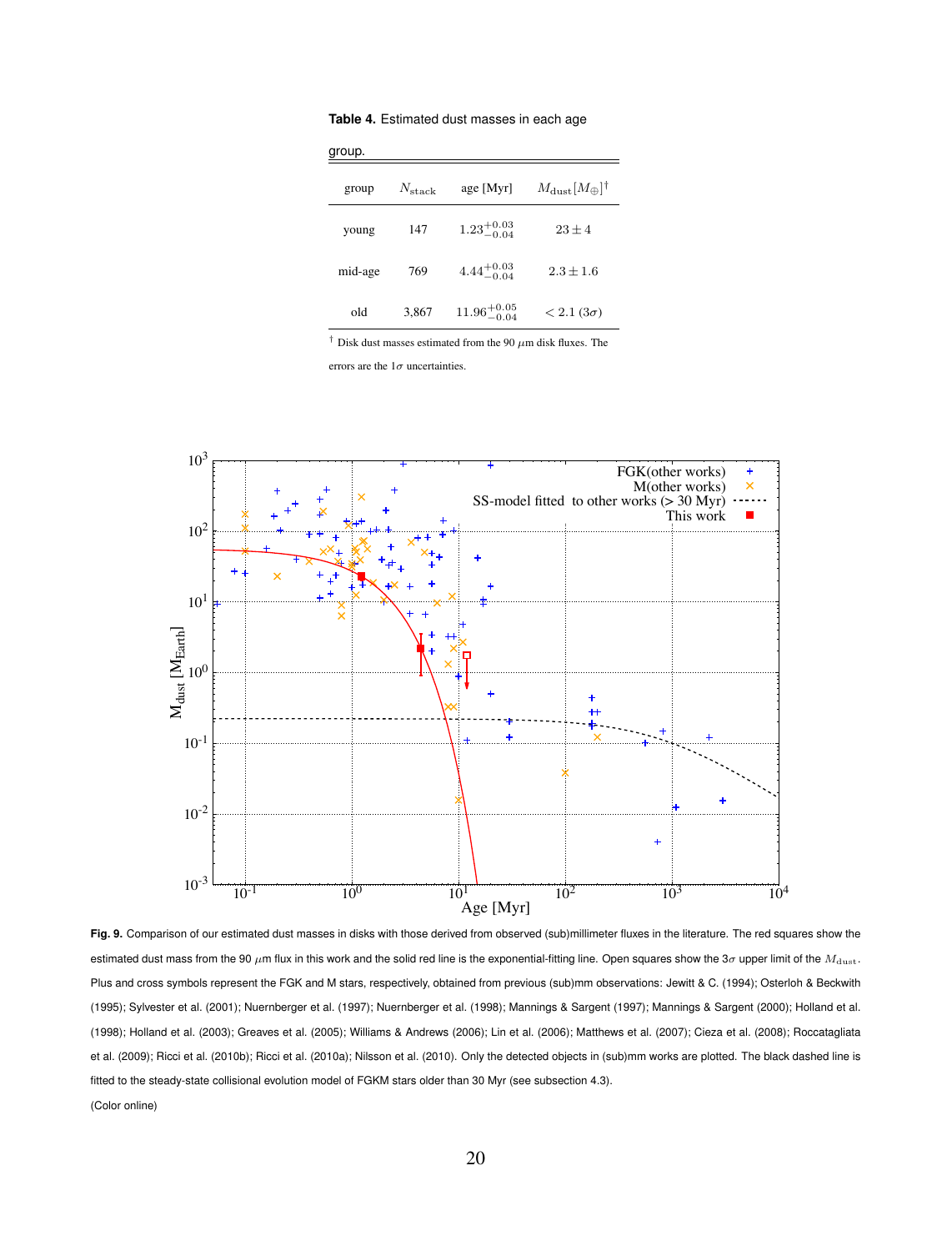**Table 4.** Estimated dust masses in each age group.

| group | $N_{\rm stack}$ | age [Myr] | $M_{\rm dust}[M_{\oplus}]^{\dagger}$ |
|---|---|---|---|
| young | 147 | $1.23^{+0.03}_{-0.04}$ | $23 \pm 4$ |
| mid-age | 769 | $4.44^{+0.03}_{-0.04}$ | $2.3 \pm 1.6$ |
| old | 3,867 | $11.96^{+0.05}_{-0.04}$ | $< 2.1$ $(3\sigma)$ |

† Disk dust masses estimated from the 90 $\mu$m disk fluxes. The errors are the $1\sigma$ uncertainties.

**Fig. 9.** Comparison of our estimated dust masses in disks with those derived from observed (sub)millimeter fluxes in the literature. The red squares show the estimated dust mass from the 90 $\mu$m flux in this work and the solid red line is the exponential-fitting line. Open squares show the $3\sigma$ upper limit of the $M_{\rm dust}$. Plus and cross symbols represent the FGK and M stars, respectively, obtained from previous (sub)mm observations: Jewitt & C. (1994); Osterloh & Beckwith (1995); Sylvester et al. (2001); Nuernberger et al. (1997); Nuernberger et al. (1998); Mannings & Sargent (1997); Mannings & Sargent (2000); Holland et al. (1998); Holland et al. (2003); Greaves et al. (2005); Williams & Andrews (2006); Lin et al. (2006); Matthews et al. (2007); Cieza et al. (2008); Roccatagliata et al. (2009); Ricci et al. (2010b); Ricci et al. (2010a); Nilsson et al. (2010). Only the detected objects in (sub)mm works are plotted. The black dashed line is fitted to the steady-state collisional evolution model of FGKM stars older than 30 Myr (see subsection 4.3).

(Color online)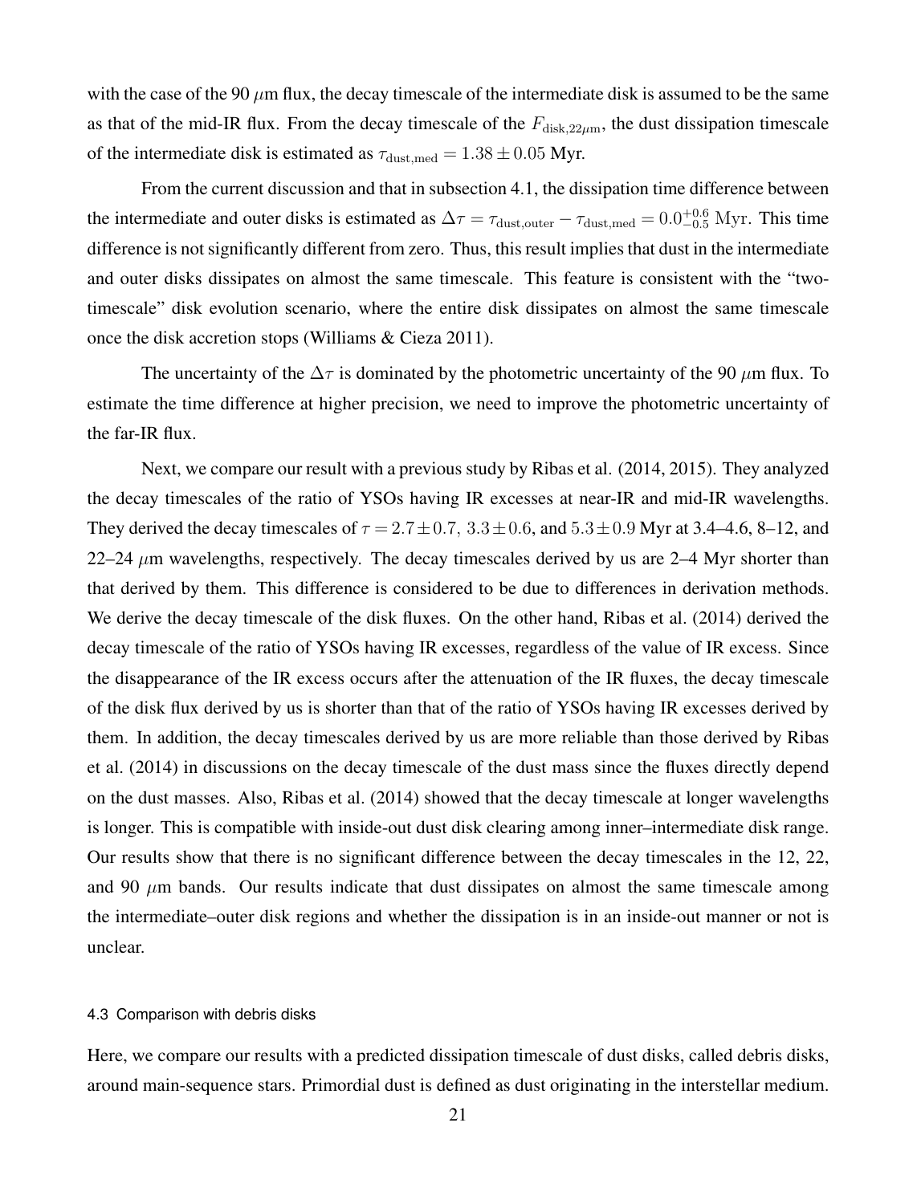with the case of the 90 $\mu$m flux, the decay timescale of the intermediate disk is assumed to be the same as that of the mid-IR flux. From the decay timescale of the $F_{\mathrm{disk},22\mu\mathrm{m}}$, the dust dissipation timescale of the intermediate disk is estimated as $\tau_{\mathrm{dust,med}} = 1.38 \pm 0.05$ Myr.

From the current discussion and that in subsection 4.1, the dissipation time difference between the intermediate and outer disks is estimated as $\Delta\tau = \tau_{\mathrm{dust,outer}} - \tau_{\mathrm{dust,med}} = 0.0^{+0.6}_{-0.5}$ Myr. This time difference is not significantly different from zero. Thus, this result implies that dust in the intermediate and outer disks dissipates on almost the same timescale. This feature is consistent with the "two-timescale" disk evolution scenario, where the entire disk dissipates on almost the same timescale once the disk accretion stops (Williams & Cieza 2011).

The uncertainty of the $\Delta\tau$ is dominated by the photometric uncertainty of the 90 $\mu$m flux. To estimate the time difference at higher precision, we need to improve the photometric uncertainty of the far-IR flux.

Next, we compare our result with a previous study by Ribas et al. (2014, 2015). They analyzed the decay timescales of the ratio of YSOs having IR excesses at near-IR and mid-IR wavelengths. They derived the decay timescales of $\tau = 2.7 \pm 0.7$, $3.3 \pm 0.6$, and $5.3 \pm 0.9$ Myr at 3.4–4.6, 8–12, and 22–24 $\mu$m wavelengths, respectively. The decay timescales derived by us are 2–4 Myr shorter than that derived by them. This difference is considered to be due to differences in derivation methods. We derive the decay timescale of the disk fluxes. On the other hand, Ribas et al. (2014) derived the decay timescale of the ratio of YSOs having IR excesses, regardless of the value of IR excess. Since the disappearance of the IR excess occurs after the attenuation of the IR fluxes, the decay timescale of the disk flux derived by us is shorter than that of the ratio of YSOs having IR excesses derived by them. In addition, the decay timescales derived by us are more reliable than those derived by Ribas et al. (2014) in discussions on the decay timescale of the dust mass since the fluxes directly depend on the dust masses. Also, Ribas et al. (2014) showed that the decay timescale at longer wavelengths is longer. This is compatible with inside-out dust disk clearing among inner–intermediate disk range. Our results show that there is no significant difference between the decay timescales in the 12, 22, and 90 $\mu$m bands. Our results indicate that dust dissipates on almost the same timescale among the intermediate–outer disk regions and whether the dissipation is in an inside-out manner or not is unclear.

### 4.3 Comparison with debris disks

Here, we compare our results with a predicted dissipation timescale of dust disks, called debris disks, around main-sequence stars. Primordial dust is defined as dust originating in the interstellar medium.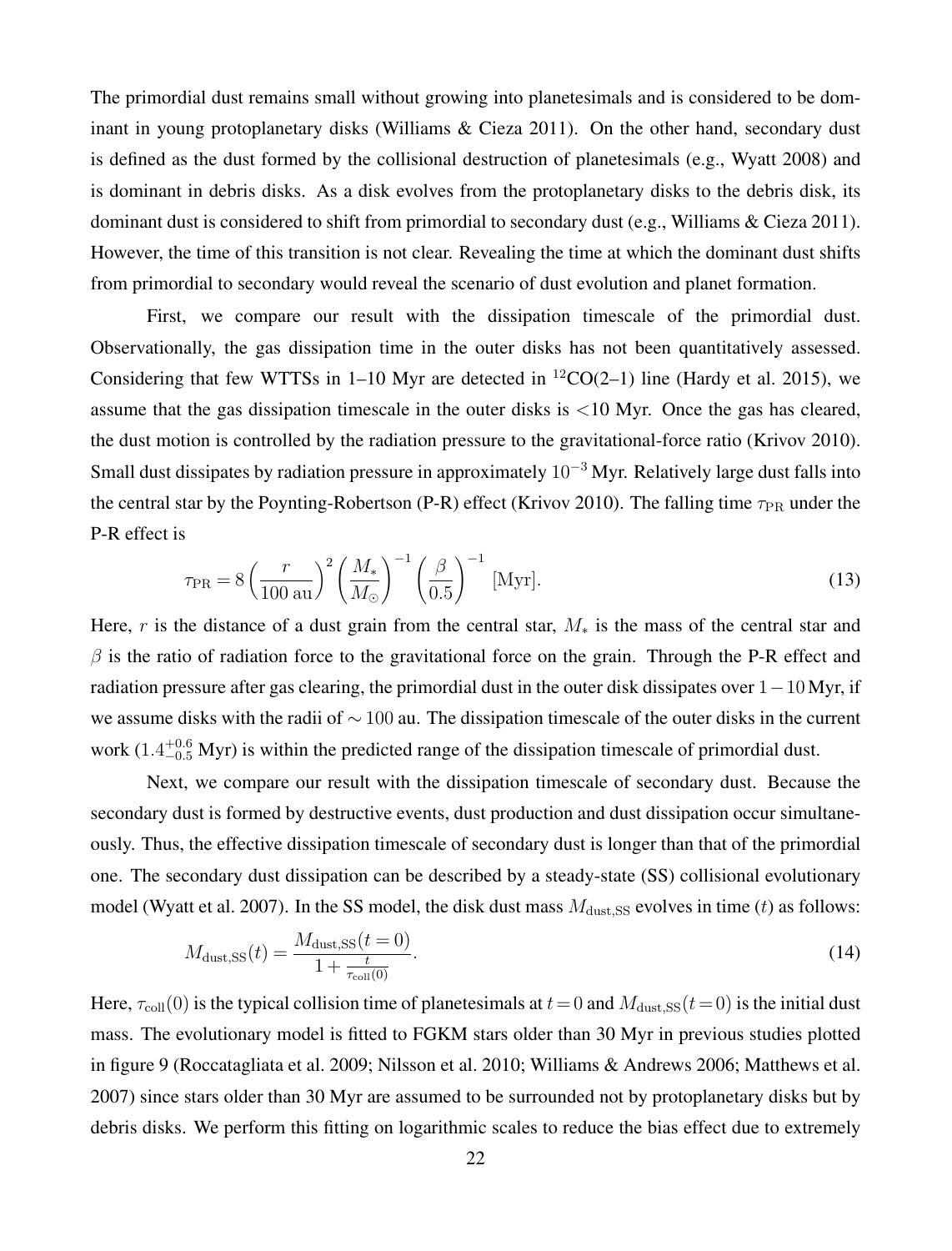The primordial dust remains small without growing into planetesimals and is considered to be dominant in young protoplanetary disks (Williams & Cieza 2011). On the other hand, secondary dust is defined as the dust formed by the collisional destruction of planetesimals (e.g., Wyatt 2008) and is dominant in debris disks. As a disk evolves from the protoplanetary disks to the debris disk, its dominant dust is considered to shift from primordial to secondary dust (e.g., Williams & Cieza 2011). However, the time of this transition is not clear. Revealing the time at which the dominant dust shifts from primordial to secondary would reveal the scenario of dust evolution and planet formation.

First, we compare our result with the dissipation timescale of the primordial dust. Observationally, the gas dissipation time in the outer disks has not been quantitatively assessed. Considering that few WTTSs in 1–10 Myr are detected in $^{12}$CO(2–1) line (Hardy et al. 2015), we assume that the gas dissipation timescale in the outer disks is <10 Myr. Once the gas has cleared, the dust motion is controlled by the radiation pressure to the gravitational-force ratio (Krivov 2010). Small dust dissipates by radiation pressure in approximately $10^{-3}$ Myr. Relatively large dust falls into the central star by the Poynting-Robertson (P-R) effect (Krivov 2010). The falling time $\tau_{\rm PR}$ under the P-R effect is

$$\tau_{\rm PR} = 8\left(\frac{r}{100\,{\rm au}}\right)^2\left(\frac{M_*}{M_\odot}\right)^{-1}\left(\frac{\beta}{0.5}\right)^{-1}\ [{\rm Myr}]. \tag{13}$$

Here, $r$ is the distance of a dust grain from the central star, $M_*$ is the mass of the central star and $\beta$ is the ratio of radiation force to the gravitational force on the grain. Through the P-R effect and radiation pressure after gas clearing, the primordial dust in the outer disk dissipates over $1-10$ Myr, if we assume disks with the radii of $\sim 100$ au. The dissipation timescale of the outer disks in the current work ($1.4^{+0.6}_{-0.5}$ Myr) is within the predicted range of the dissipation timescale of primordial dust.

Next, we compare our result with the dissipation timescale of secondary dust. Because the secondary dust is formed by destructive events, dust production and dust dissipation occur simultaneously. Thus, the effective dissipation timescale of secondary dust is longer than that of the primordial one. The secondary dust dissipation can be described by a steady-state (SS) collisional evolutionary model (Wyatt et al. 2007). In the SS model, the disk dust mass $M_{\rm dust,SS}$ evolves in time ($t$) as follows:

$$M_{\rm dust,SS}(t) = \frac{M_{\rm dust,SS}(t=0)}{1+\frac{t}{\tau_{\rm coll}(0)}}. \tag{14}$$

Here, $\tau_{\rm coll}(0)$ is the typical collision time of planetesimals at $t=0$ and $M_{\rm dust,SS}(t=0)$ is the initial dust mass. The evolutionary model is fitted to FGKM stars older than 30 Myr in previous studies plotted in figure 9 (Roccatagliata et al. 2009; Nilsson et al. 2010; Williams & Andrews 2006; Matthews et al. 2007) since stars older than 30 Myr are assumed to be surrounded not by protoplanetary disks but by debris disks. We perform this fitting on logarithmic scales to reduce the bias effect due to extremely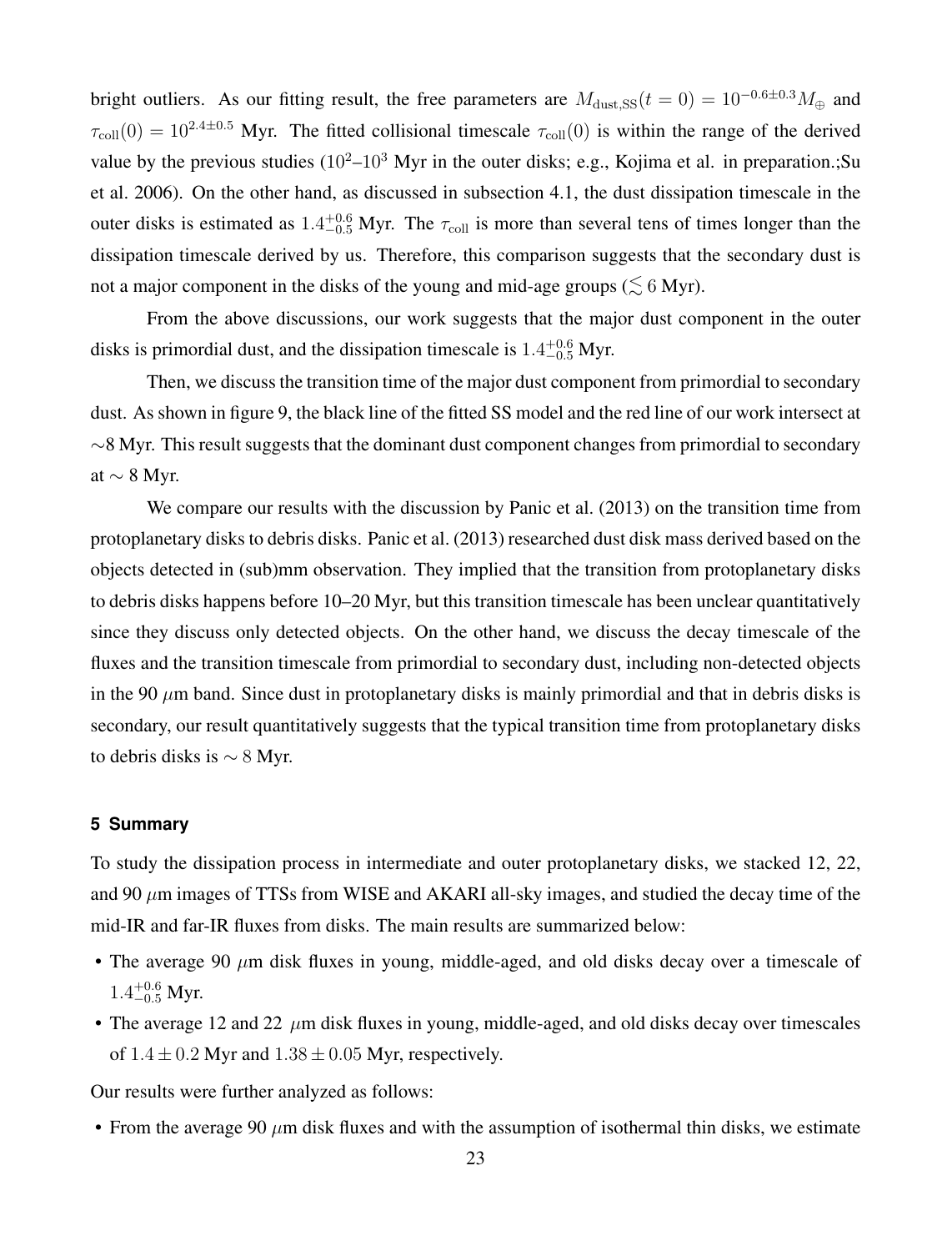bright outliers. As our fitting result, the free parameters are $M_{\rm dust,SS}(t=0) = 10^{-0.6\pm0.3} M_\oplus$ and $\tau_{\rm coll}(0) = 10^{2.4\pm0.5}$ Myr. The fitted collisional timescale $\tau_{\rm coll}(0)$ is within the range of the derived value by the previous studies ($10^2$–$10^3$ Myr in the outer disks; e.g., Kojima et al. in preparation.;Su et al. 2006). On the other hand, as discussed in subsection 4.1, the dust dissipation timescale in the outer disks is estimated as $1.4^{+0.6}_{-0.5}$ Myr. The $\tau_{\rm coll}$ is more than several tens of times longer than the dissipation timescale derived by us. Therefore, this comparison suggests that the secondary dust is not a major component in the disks of the young and mid-age groups ($\lesssim 6$ Myr).

From the above discussions, our work suggests that the major dust component in the outer disks is primordial dust, and the dissipation timescale is $1.4^{+0.6}_{-0.5}$ Myr.

Then, we discuss the transition time of the major dust component from primordial to secondary dust. As shown in figure 9, the black line of the fitted SS model and the red line of our work intersect at $\sim$8 Myr. This result suggests that the dominant dust component changes from primordial to secondary at $\sim$ 8 Myr.

We compare our results with the discussion by Panic et al. (2013) on the transition time from protoplanetary disks to debris disks. Panic et al. (2013) researched dust disk mass derived based on the objects detected in (sub)mm observation. They implied that the transition from protoplanetary disks to debris disks happens before 10–20 Myr, but this transition timescale has been unclear quantitatively since they discuss only detected objects. On the other hand, we discuss the decay timescale of the fluxes and the transition timescale from primordial to secondary dust, including non-detected objects in the 90 $\mu$m band. Since dust in protoplanetary disks is mainly primordial and that in debris disks is secondary, our result quantitatively suggests that the typical transition time from protoplanetary disks to debris disks is $\sim 8$ Myr.

## 5 Summary

To study the dissipation process in intermediate and outer protoplanetary disks, we stacked 12, 22, and 90 $\mu$m images of TTSs from WISE and AKARI all-sky images, and studied the decay time of the mid-IR and far-IR fluxes from disks. The main results are summarized below:

- The average 90 $\mu$m disk fluxes in young, middle-aged, and old disks decay over a timescale of $1.4^{+0.6}_{-0.5}$ Myr.
- The average 12 and 22 $\mu$m disk fluxes in young, middle-aged, and old disks decay over timescales of $1.4 \pm 0.2$ Myr and $1.38 \pm 0.05$ Myr, respectively.

Our results were further analyzed as follows:

- From the average 90 $\mu$m disk fluxes and with the assumption of isothermal thin disks, we estimate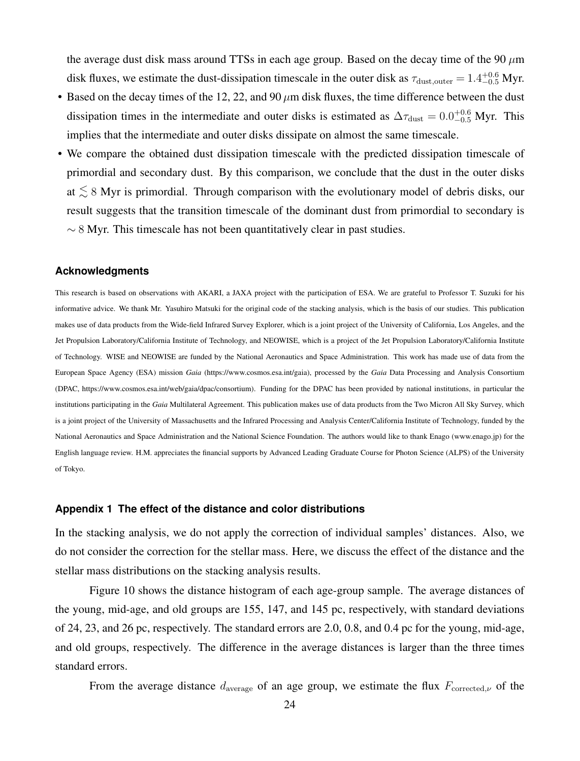the average dust disk mass around TTSs in each age group. Based on the decay time of the 90 $\mu$m disk fluxes, we estimate the dust-dissipation timescale in the outer disk as $\tau_{\rm dust,outer} = 1.4^{+0.6}_{-0.5}$ Myr.

- Based on the decay times of the 12, 22, and 90 $\mu$m disk fluxes, the time difference between the dust dissipation times in the intermediate and outer disks is estimated as $\Delta\tau_{\rm dust} = 0.0^{+0.6}_{-0.5}$ Myr. This implies that the intermediate and outer disks dissipate on almost the same timescale.
- We compare the obtained dust dissipation timescale with the predicted dissipation timescale of primordial and secondary dust. By this comparison, we conclude that the dust in the outer disks at $\lesssim 8$ Myr is primordial. Through comparison with the evolutionary model of debris disks, our result suggests that the transition timescale of the dominant dust from primordial to secondary is $\sim 8$ Myr. This timescale has not been quantitatively clear in past studies.

### Acknowledgments

This research is based on observations with AKARI, a JAXA project with the participation of ESA. We are grateful to Professor T. Suzuki for his informative advice. We thank Mr. Yasuhiro Matsuki for the original code of the stacking analysis, which is the basis of our studies. This publication makes use of data products from the Wide-field Infrared Survey Explorer, which is a joint project of the University of California, Los Angeles, and the Jet Propulsion Laboratory/California Institute of Technology, and NEOWISE, which is a project of the Jet Propulsion Laboratory/California Institute of Technology. WISE and NEOWISE are funded by the National Aeronautics and Space Administration. This work has made use of data from the European Space Agency (ESA) mission *Gaia* (https://www.cosmos.esa.int/gaia), processed by the *Gaia* Data Processing and Analysis Consortium (DPAC, https://www.cosmos.esa.int/web/gaia/dpac/consortium). Funding for the DPAC has been provided by national institutions, in particular the institutions participating in the *Gaia* Multilateral Agreement. This publication makes use of data products from the Two Micron All Sky Survey, which is a joint project of the University of Massachusetts and the Infrared Processing and Analysis Center/California Institute of Technology, funded by the National Aeronautics and Space Administration and the National Science Foundation. The authors would like to thank Enago (www.enago.jp) for the English language review. H.M. appreciates the financial supports by Advanced Leading Graduate Course for Photon Science (ALPS) of the University of Tokyo.

### Appendix 1 The effect of the distance and color distributions

In the stacking analysis, we do not apply the correction of individual samples' distances. Also, we do not consider the correction for the stellar mass. Here, we discuss the effect of the distance and the stellar mass distributions on the stacking analysis results.

Figure 10 shows the distance histogram of each age-group sample. The average distances of the young, mid-age, and old groups are 155, 147, and 145 pc, respectively, with standard deviations of 24, 23, and 26 pc, respectively. The standard errors are 2.0, 0.8, and 0.4 pc for the young, mid-age, and old groups, respectively. The difference in the average distances is larger than the three times standard errors.

From the average distance $d_{\rm average}$ of an age group, we estimate the flux $F_{{\rm corrected},\nu}$ of the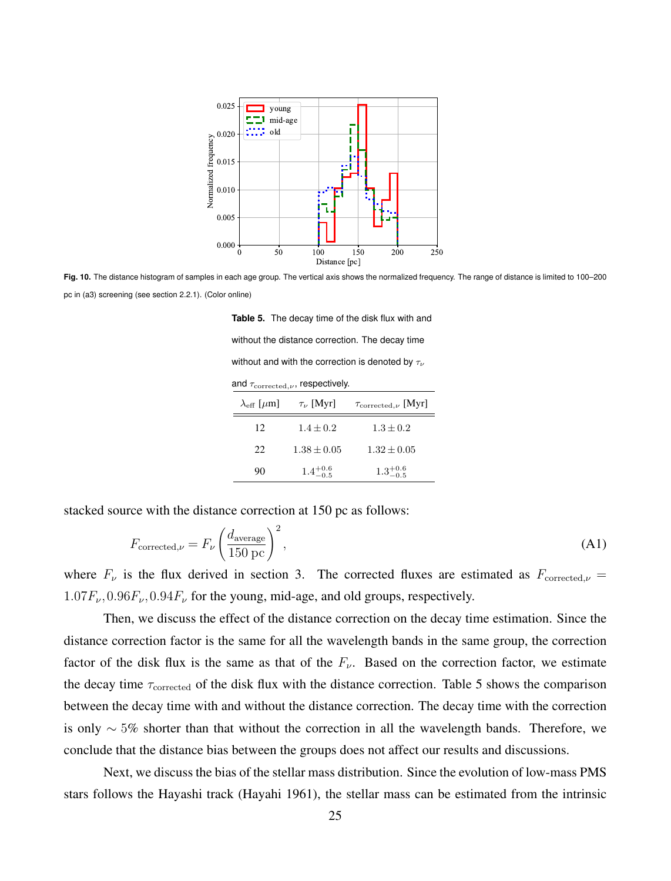Fig. 10. The distance histogram of samples in each age group. The vertical axis shows the normalized frequency. The range of distance is limited to 100–200 pc in (a3) screening (see section 2.2.1). (Color online)

**Table 5.** The decay time of the disk flux with and without the distance correction. The decay time without and with the correction is denoted by $\tau_\nu$ and $\tau_{\mathrm{corrected},\nu}$, respectively.

| $\lambda_{\mathrm{eff}}$ [$\mu$m] | $\tau_\nu$ [Myr] | $\tau_{\mathrm{corrected},\nu}$ [Myr] |
|---|---|---|
| 12 | $1.4 \pm 0.2$ | $1.3 \pm 0.2$ |
| 22 | $1.38 \pm 0.05$ | $1.32 \pm 0.05$ |
| 90 | $1.4^{+0.6}_{-0.5}$ | $1.3^{+0.6}_{-0.5}$ |

stacked source with the distance correction at 150 pc as follows:

$$F_{\mathrm{corrected},\nu} = F_\nu \left( \frac{d_{\mathrm{average}}}{150\ \mathrm{pc}} \right)^2, \tag{A1}$$

where $F_\nu$ is the flux derived in section 3. The corrected fluxes are estimated as $F_{\mathrm{corrected},\nu} = 1.07F_\nu, 0.96F_\nu, 0.94F_\nu$ for the young, mid-age, and old groups, respectively.

Then, we discuss the effect of the distance correction on the decay time estimation. Since the distance correction factor is the same for all the wavelength bands in the same group, the correction factor of the disk flux is the same as that of the $F_\nu$. Based on the correction factor, we estimate the decay time $\tau_{\mathrm{corrected}}$ of the disk flux with the distance correction. Table 5 shows the comparison between the decay time with and without the distance correction. The decay time with the correction is only $\sim 5\%$ shorter than that without the correction in all the wavelength bands. Therefore, we conclude that the distance bias between the groups does not affect our results and discussions.

Next, we discuss the bias of the stellar mass distribution. Since the evolution of low-mass PMS stars follows the Hayashi track (Hayahi 1961), the stellar mass can be estimated from the intrinsic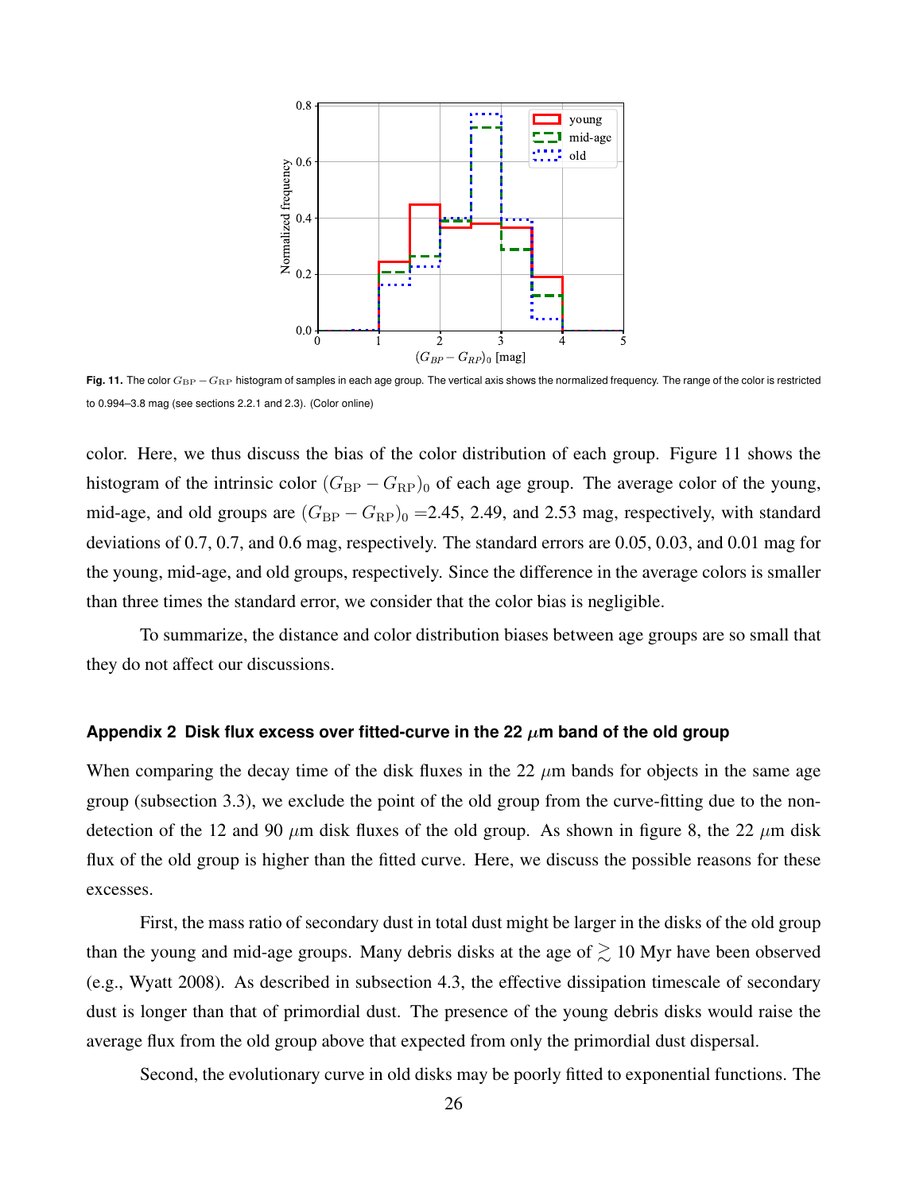Fig. 11. The color $G_{\rm BP} - G_{\rm RP}$ histogram of samples in each age group. The vertical axis shows the normalized frequency. The range of the color is restricted to 0.994–3.8 mag (see sections 2.2.1 and 2.3). (Color online)

color. Here, we thus discuss the bias of the color distribution of each group. Figure 11 shows the histogram of the intrinsic color $(G_{\rm BP} - G_{\rm RP})_0$ of each age group. The average color of the young, mid-age, and old groups are $(G_{\rm BP} - G_{\rm RP})_0$ =2.45, 2.49, and 2.53 mag, respectively, with standard deviations of 0.7, 0.7, and 0.6 mag, respectively. The standard errors are 0.05, 0.03, and 0.01 mag for the young, mid-age, and old groups, respectively. Since the difference in the average colors is smaller than three times the standard error, we consider that the color bias is negligible.

To summarize, the distance and color distribution biases between age groups are so small that they do not affect our discussions.

## Appendix 2 Disk flux excess over fitted-curve in the 22 $\mu$m band of the old group

When comparing the decay time of the disk fluxes in the 22 $\mu$m bands for objects in the same age group (subsection 3.3), we exclude the point of the old group from the curve-fitting due to the non-detection of the 12 and 90 $\mu$m disk fluxes of the old group. As shown in figure 8, the 22 $\mu$m disk flux of the old group is higher than the fitted curve. Here, we discuss the possible reasons for these excesses.

First, the mass ratio of secondary dust in total dust might be larger in the disks of the old group than the young and mid-age groups. Many debris disks at the age of $\gtrsim$ 10 Myr have been observed (e.g., Wyatt 2008). As described in subsection 4.3, the effective dissipation timescale of secondary dust is longer than that of primordial dust. The presence of the young debris disks would raise the average flux from the old group above that expected from only the primordial dust dispersal.

Second, the evolutionary curve in old disks may be poorly fitted to exponential functions. The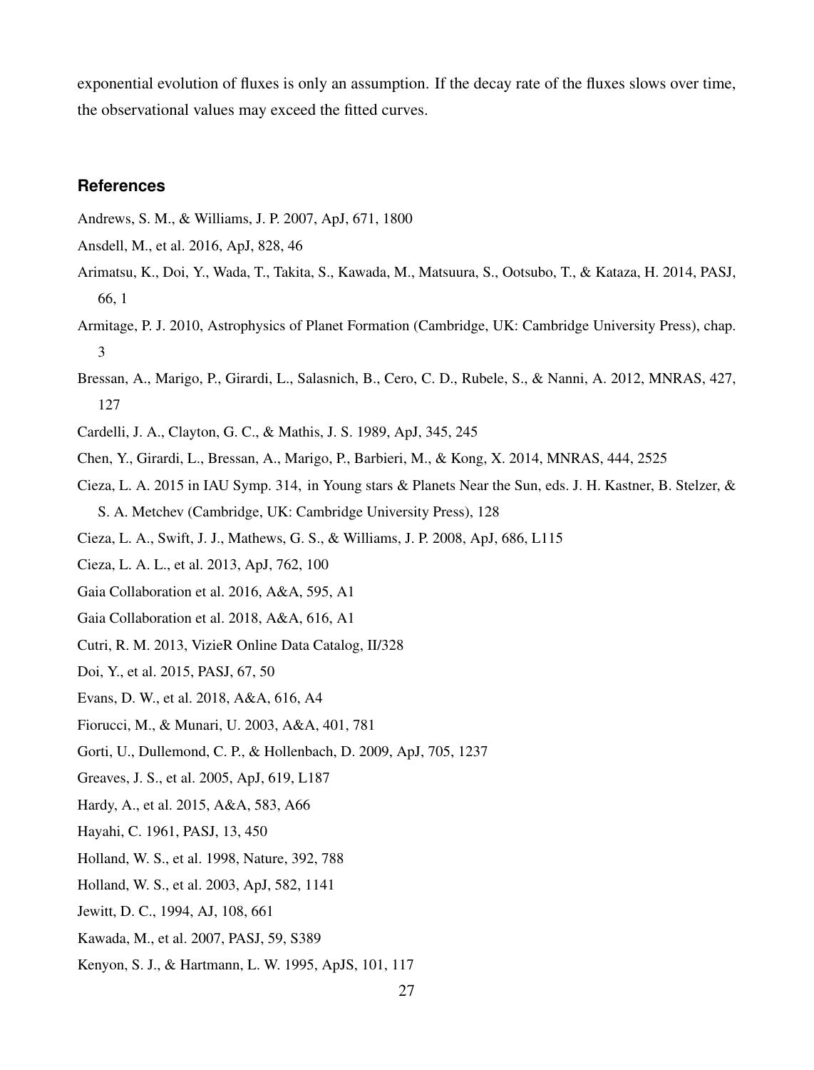exponential evolution of fluxes is only an assumption. If the decay rate of the fluxes slows over time, the observational values may exceed the fitted curves.

## References

Andrews, S. M., & Williams, J. P. 2007, ApJ, 671, 1800

Ansdell, M., et al. 2016, ApJ, 828, 46

Arimatsu, K., Doi, Y., Wada, T., Takita, S., Kawada, M., Matsuura, S., Ootsubo, T., & Kataza, H. 2014, PASJ, 66, 1

Armitage, P. J. 2010, Astrophysics of Planet Formation (Cambridge, UK: Cambridge University Press), chap. 3

Bressan, A., Marigo, P., Girardi, L., Salasnich, B., Cero, C. D., Rubele, S., & Nanni, A. 2012, MNRAS, 427, 127

Cardelli, J. A., Clayton, G. C., & Mathis, J. S. 1989, ApJ, 345, 245

Chen, Y., Girardi, L., Bressan, A., Marigo, P., Barbieri, M., & Kong, X. 2014, MNRAS, 444, 2525

Cieza, L. A. 2015 in IAU Symp. 314, in Young stars & Planets Near the Sun, eds. J. H. Kastner, B. Stelzer, & S. A. Metchev (Cambridge, UK: Cambridge University Press), 128

Cieza, L. A., Swift, J. J., Mathews, G. S., & Williams, J. P. 2008, ApJ, 686, L115

Cieza, L. A. L., et al. 2013, ApJ, 762, 100

Gaia Collaboration et al. 2016, A&A, 595, A1

Gaia Collaboration et al. 2018, A&A, 616, A1

Cutri, R. M. 2013, VizieR Online Data Catalog, II/328

Doi, Y., et al. 2015, PASJ, 67, 50

Evans, D. W., et al. 2018, A&A, 616, A4

Fiorucci, M., & Munari, U. 2003, A&A, 401, 781

Gorti, U., Dullemond, C. P., & Hollenbach, D. 2009, ApJ, 705, 1237

Greaves, J. S., et al. 2005, ApJ, 619, L187

Hardy, A., et al. 2015, A&A, 583, A66

Hayahi, C. 1961, PASJ, 13, 450

Holland, W. S., et al. 1998, Nature, 392, 788

Holland, W. S., et al. 2003, ApJ, 582, 1141

Jewitt, D. C., 1994, AJ, 108, 661

Kawada, M., et al. 2007, PASJ, 59, S389

Kenyon, S. J., & Hartmann, L. W. 1995, ApJS, 101, 117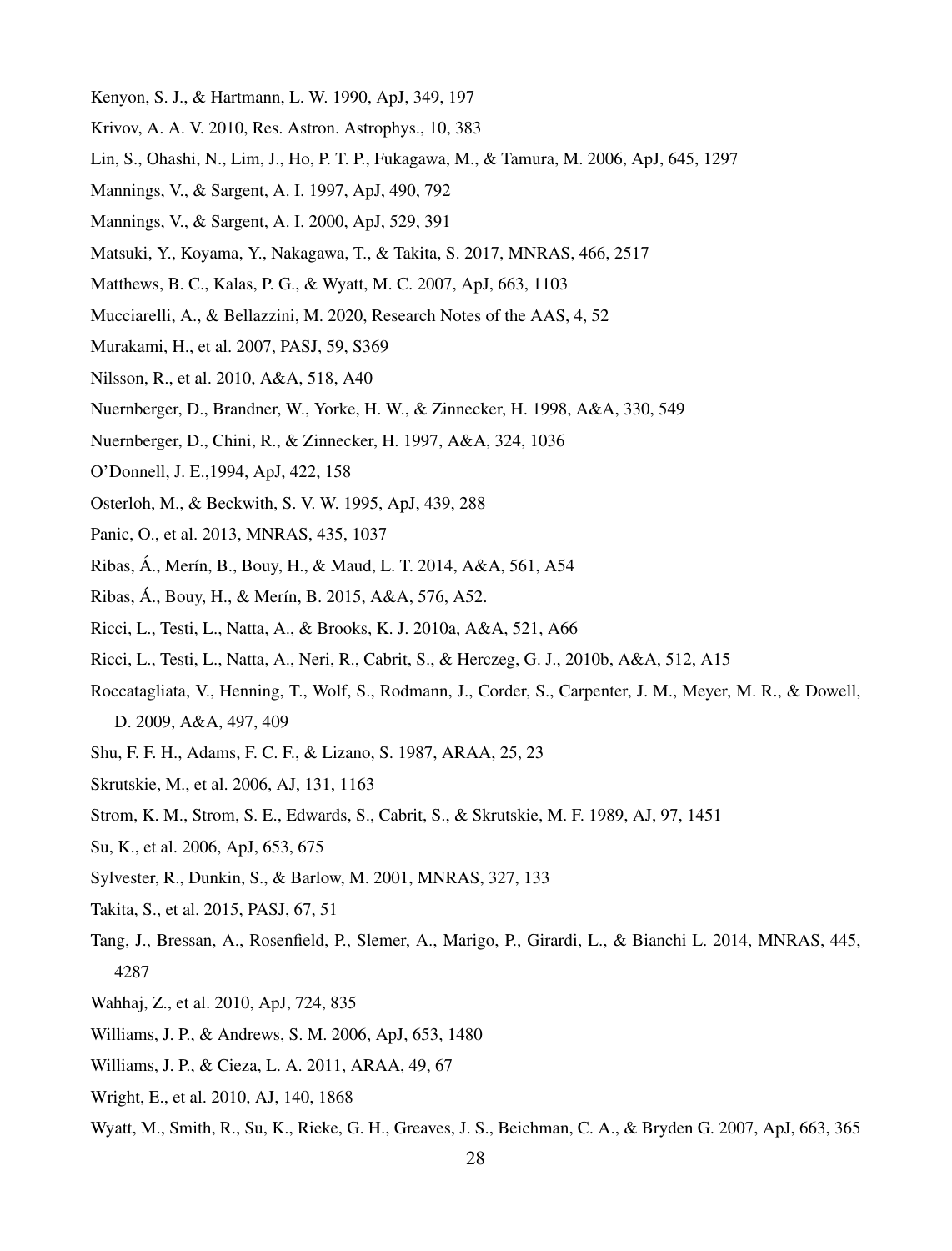Kenyon, S. J., & Hartmann, L. W. 1990, ApJ, 349, 197

Krivov, A. A. V. 2010, Res. Astron. Astrophys., 10, 383

Lin, S., Ohashi, N., Lim, J., Ho, P. T. P., Fukagawa, M., & Tamura, M. 2006, ApJ, 645, 1297

Mannings, V., & Sargent, A. I. 1997, ApJ, 490, 792

Mannings, V., & Sargent, A. I. 2000, ApJ, 529, 391

Matsuki, Y., Koyama, Y., Nakagawa, T., & Takita, S. 2017, MNRAS, 466, 2517

Matthews, B. C., Kalas, P. G., & Wyatt, M. C. 2007, ApJ, 663, 1103

Mucciarelli, A., & Bellazzini, M. 2020, Research Notes of the AAS, 4, 52

Murakami, H., et al. 2007, PASJ, 59, S369

Nilsson, R., et al. 2010, A&A, 518, A40

Nuernberger, D., Brandner, W., Yorke, H. W., & Zinnecker, H. 1998, A&A, 330, 549

Nuernberger, D., Chini, R., & Zinnecker, H. 1997, A&A, 324, 1036

O'Donnell, J. E.,1994, ApJ, 422, 158

Osterloh, M., & Beckwith, S. V. W. 1995, ApJ, 439, 288

Panic, O., et al. 2013, MNRAS, 435, 1037

Ribas, Á., Merín, B., Bouy, H., & Maud, L. T. 2014, A&A, 561, A54

Ribas, Á., Bouy, H., & Merín, B. 2015, A&A, 576, A52.

Ricci, L., Testi, L., Natta, A., & Brooks, K. J. 2010a, A&A, 521, A66

Ricci, L., Testi, L., Natta, A., Neri, R., Cabrit, S., & Herczeg, G. J., 2010b, A&A, 512, A15

Roccatagliata, V., Henning, T., Wolf, S., Rodmann, J., Corder, S., Carpenter, J. M., Meyer, M. R., & Dowell, D. 2009, A&A, 497, 409

Shu, F. F. H., Adams, F. C. F., & Lizano, S. 1987, ARAA, 25, 23

Skrutskie, M., et al. 2006, AJ, 131, 1163

Strom, K. M., Strom, S. E., Edwards, S., Cabrit, S., & Skrutskie, M. F. 1989, AJ, 97, 1451

Su, K., et al. 2006, ApJ, 653, 675

Sylvester, R., Dunkin, S., & Barlow, M. 2001, MNRAS, 327, 133

Takita, S., et al. 2015, PASJ, 67, 51

Tang, J., Bressan, A., Rosenfield, P., Slemer, A., Marigo, P., Girardi, L., & Bianchi L. 2014, MNRAS, 445, 4287

Wahhaj, Z., et al. 2010, ApJ, 724, 835

Williams, J. P., & Andrews, S. M. 2006, ApJ, 653, 1480

Williams, J. P., & Cieza, L. A. 2011, ARAA, 49, 67

Wright, E., et al. 2010, AJ, 140, 1868

Wyatt, M., Smith, R., Su, K., Rieke, G. H., Greaves, J. S., Beichman, C. A., & Bryden G. 2007, ApJ, 663, 365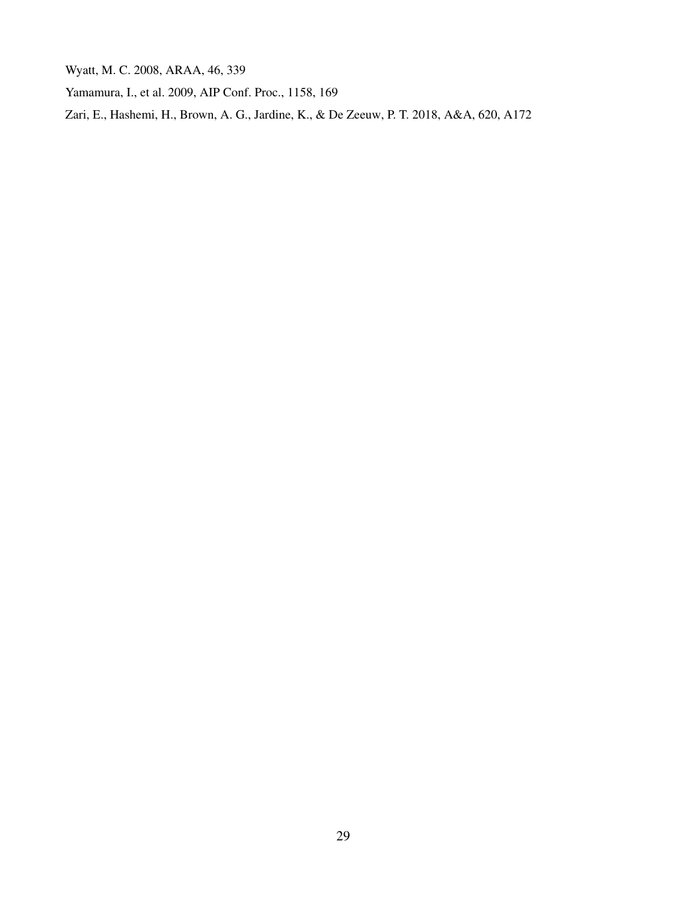Wyatt, M. C. 2008, ARAA, 46, 339

Yamamura, I., et al. 2009, AIP Conf. Proc., 1158, 169

Zari, E., Hashemi, H., Brown, A. G., Jardine, K., & De Zeeuw, P. T. 2018, A&A, 620, A172